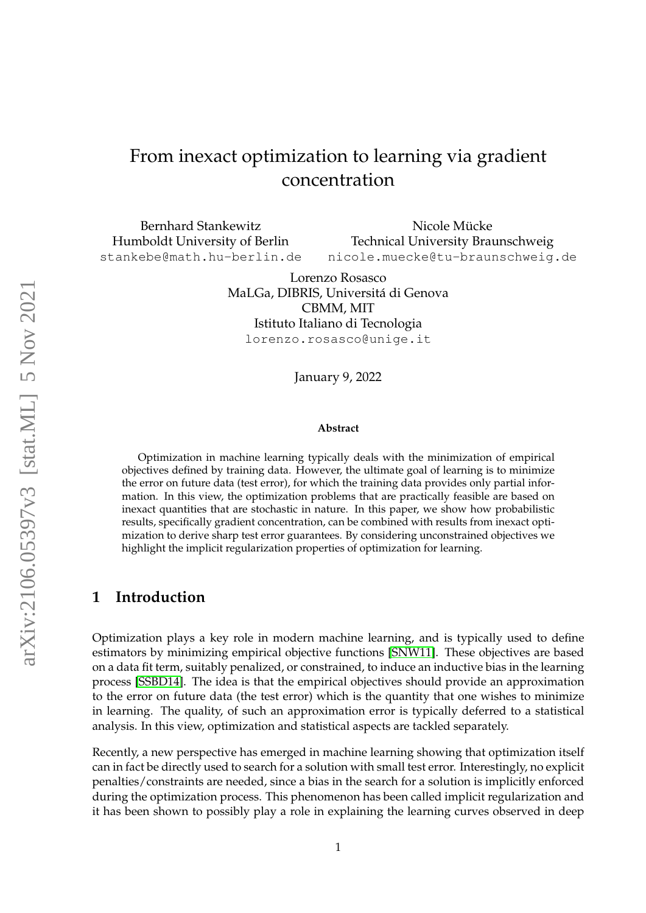# From inexact optimization to learning via gradient concentration

Bernhard Stankewitz
Humboldt University of Berlin
stankebe@math.hu-berlin.de

Nicole Mücke
Technical University Braunschweig
nicole.muecke@tu-braunschweig.de

Lorenzo Rosasco
MaLGa, DIBRIS, Universitá di Genova
CBMM, MIT
Istituto Italiano di Tecnologia
lorenzo.rosasco@unige.it

January 9, 2022

**Abstract**

Optimization in machine learning typically deals with the minimization of empirical objectives defined by training data. However, the ultimate goal of learning is to minimize the error on future data (test error), for which the training data provides only partial information. In this view, the optimization problems that are practically feasible are based on inexact quantities that are stochastic in nature. In this paper, we show how probabilistic results, specifically gradient concentration, can be combined with results from inexact optimization to derive sharp test error guarantees. By considering unconstrained objectives we highlight the implicit regularization properties of optimization for learning.

## 1 Introduction

Optimization plays a key role in modern machine learning, and is typically used to define estimators by minimizing empirical objective functions [SNW11]. These objectives are based on a data fit term, suitably penalized, or constrained, to induce an inductive bias in the learning process [SSBD14]. The idea is that the empirical objectives should provide an approximation to the error on future data (the test error) which is the quantity that one wishes to minimize in learning. The quality, of such an approximation error is typically deferred to a statistical analysis. In this view, optimization and statistical aspects are tackled separately.

Recently, a new perspective has emerged in machine learning showing that optimization itself can in fact be directly used to search for a solution with small test error. Interestingly, no explicit penalties/constraints are needed, since a bias in the search for a solution is implicitly enforced during the optimization process. This phenomenon has been called implicit regularization and it has been shown to possibly play a role in explaining the learning curves observed in deep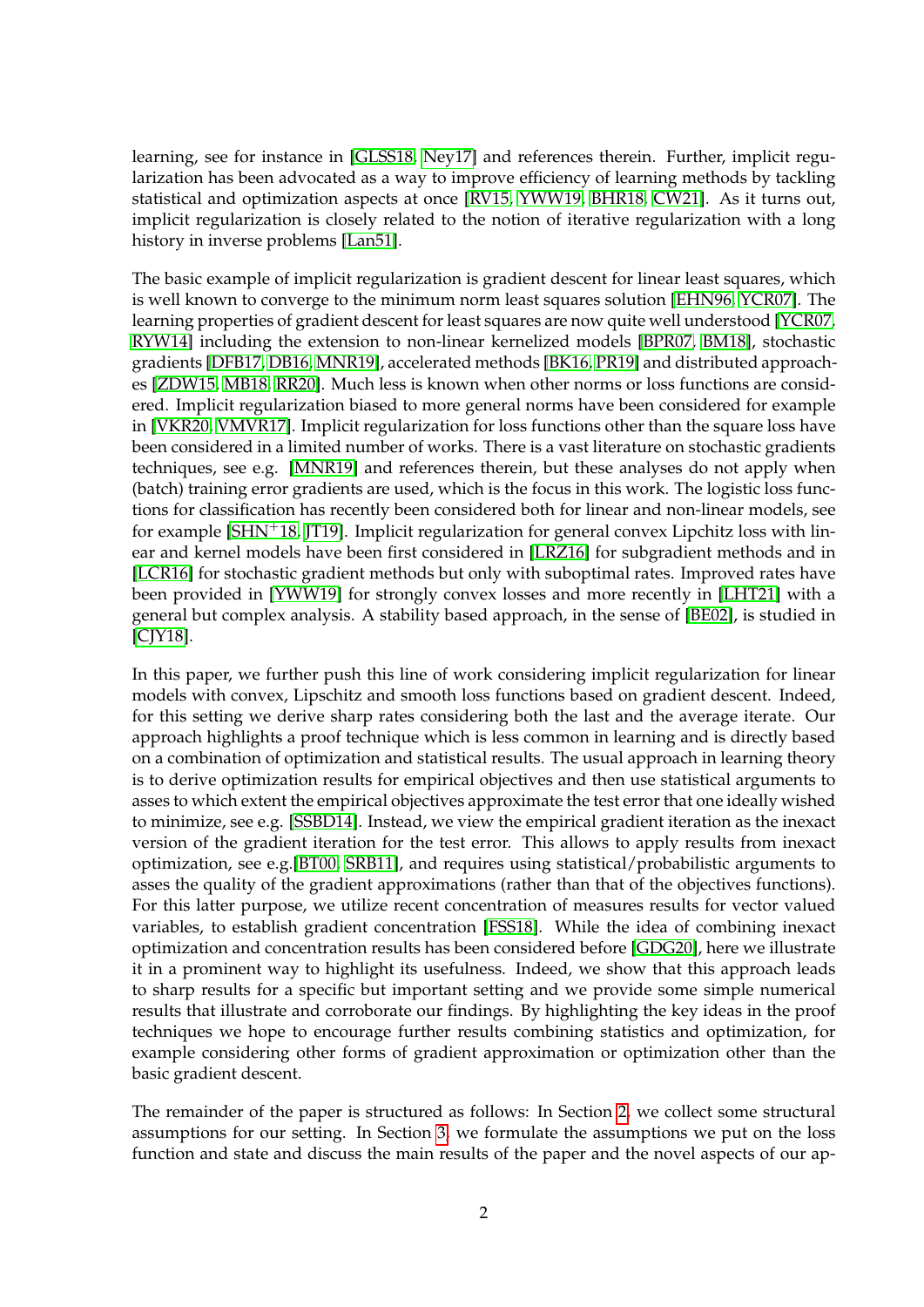learning, see for instance in [GLSS18, Ney17] and references therein. Further, implicit regularization has been advocated as a way to improve efficiency of learning methods by tackling statistical and optimization aspects at once [RV15, YWW19, BHR18, CW21]. As it turns out, implicit regularization is closely related to the notion of iterative regularization with a long history in inverse problems [Lan51].

The basic example of implicit regularization is gradient descent for linear least squares, which is well known to converge to the minimum norm least squares solution [EHN96, YCR07]. The learning properties of gradient descent for least squares are now quite well understood [YCR07, RYW14] including the extension to non-linear kernelized models [BPR07, BM18], stochastic gradients [DFB17, DB16, MNR19], accelerated methods [BK16, PR19] and distributed approaches [ZDW15, MB18, RR20]. Much less is known when other norms or loss functions are considered. Implicit regularization biased to more general norms have been considered for example in [VKR20, VMVR17]. Implicit regularization for loss functions other than the square loss have been considered in a limited number of works. There is a vast literature on stochastic gradients techniques, see e.g. [MNR19] and references therein, but these analyses do not apply when (batch) training error gradients are used, which is the focus in this work. The logistic loss functions for classification has recently been considered both for linear and non-linear models, see for example [SHN+18, JT19]. Implicit regularization for general convex Lipchitz loss with linear and kernel models have been first considered in [LRZ16] for subgradient methods and in [LCR16] for stochastic gradient methods but only with suboptimal rates. Improved rates have been provided in [YWW19] for strongly convex losses and more recently in [LHT21] with a general but complex analysis. A stability based approach, in the sense of [BE02], is studied in [CJY18].

In this paper, we further push this line of work considering implicit regularization for linear models with convex, Lipschitz and smooth loss functions based on gradient descent. Indeed, for this setting we derive sharp rates considering both the last and the average iterate. Our approach highlights a proof technique which is less common in learning and is directly based on a combination of optimization and statistical results. The usual approach in learning theory is to derive optimization results for empirical objectives and then use statistical arguments to asses to which extent the empirical objectives approximate the test error that one ideally wished to minimize, see e.g. [SSBD14]. Instead, we view the empirical gradient iteration as the inexact version of the gradient iteration for the test error. This allows to apply results from inexact optimization, see e.g.[BT00, SRB11], and requires using statistical/probabilistic arguments to asses the quality of the gradient approximations (rather than that of the objectives functions). For this latter purpose, we utilize recent concentration of measures results for vector valued variables, to establish gradient concentration [FSS18]. While the idea of combining inexact optimization and concentration results has been considered before [GDG20], here we illustrate it in a prominent way to highlight its usefulness. Indeed, we show that this approach leads to sharp results for a specific but important setting and we provide some simple numerical results that illustrate and corroborate our findings. By highlighting the key ideas in the proof techniques we hope to encourage further results combining statistics and optimization, for example considering other forms of gradient approximation or optimization other than the basic gradient descent.

The remainder of the paper is structured as follows: In Section 2, we collect some structural assumptions for our setting. In Section 3, we formulate the assumptions we put on the loss function and state and discuss the main results of the paper and the novel aspects of our ap-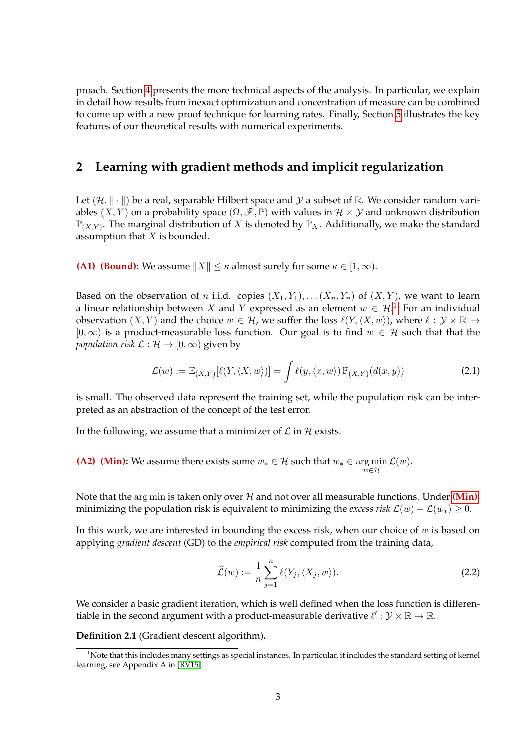proach. Section 4 presents the more technical aspects of the analysis. In particular, we explain in detail how results from inexact optimization and concentration of measure can be combined to come up with a new proof technique for learning rates. Finally, Section 5 illustrates the key features of our theoretical results with numerical experiments.

## 2 Learning with gradient methods and implicit regularization

Let $(\mathcal{H}, \|\cdot\|)$ be a real, separable Hilbert space and $\mathcal{Y}$ a subset of $\mathbb{R}$. We consider random variables $(X, Y)$ on a probability space $(\Omega, \mathscr{F}, \mathbb{P})$ with values in $\mathcal{H} \times \mathcal{Y}$ and unknown distribution $\mathbb{P}_{(X,Y)}$. The marginal distribution of $X$ is denoted by $\mathbb{P}_X$. Additionally, we make the standard assumption that $X$ is bounded.

**(A1) (Bound):** We assume $\|X\| \le \kappa$ almost surely for some $\kappa \in [1, \infty)$.

Based on the observation of $n$ i.i.d. copies $(X_1, Y_1), \dots (X_n, Y_n)$ of $(X, Y)$, we want to learn a linear relationship between $X$ and $Y$ expressed as an element $w \in \mathcal{H}$.[1] For an individual observation $(X, Y)$ and the choice $w \in \mathcal{H}$, we suffer the loss $\ell(Y, \langle X, w \rangle)$, where $\ell : \mathcal{Y} \times \mathbb{R} \to [0, \infty)$ is a product-measurable loss function. Our goal is to find $w \in \mathcal{H}$ such that that the *population risk* $\mathcal{L} : \mathcal{H} \to [0, \infty)$ given by

$$\mathcal{L}(w) := \mathbb{E}_{(X,Y)}[\ell(Y, \langle X, w \rangle)] = \int \ell(y, \langle x, w \rangle) \, \mathbb{P}_{(X,Y)}(d(x, y)) \tag{2.1}$$

is small. The observed data represent the training set, while the population risk can be interpreted as an abstraction of the concept of the test error.

In the following, we assume that a minimizer of $\mathcal{L}$ in $\mathcal{H}$ exists.

**(A2) (Min):** We assume there exists some $w_* \in \mathcal{H}$ such that $w_* \in \operatorname*{arg\,min}_{w \in \mathcal{H}} \mathcal{L}(w)$.

Note that the $\arg\min$ is taken only over $\mathcal{H}$ and not over all measurable functions. Under **(Min)**, minimizing the population risk is equivalent to minimizing the *excess risk* $\mathcal{L}(w) - \mathcal{L}(w_*) \ge 0$.

In this work, we are interested in bounding the excess risk, when our choice of $w$ is based on applying *gradient descent* (GD) to the *empirical risk* computed from the training data,

$$\widehat{\mathcal{L}}(w) := \frac{1}{n} \sum_{j=1}^{n} \ell(Y_j, \langle X_j, w \rangle). \tag{2.2}$$

We consider a basic gradient iteration, which is well defined when the loss function is differentiable in the second argument with a product-measurable derivative $\ell' : \mathcal{Y} \times \mathbb{R} \to \mathbb{R}$.

**Definition 2.1** (Gradient descent algorithm)**.**

[1] Note that this includes many settings as special instances. In particular, it includes the standard setting of kernel learning, see Appendix A in [RV15].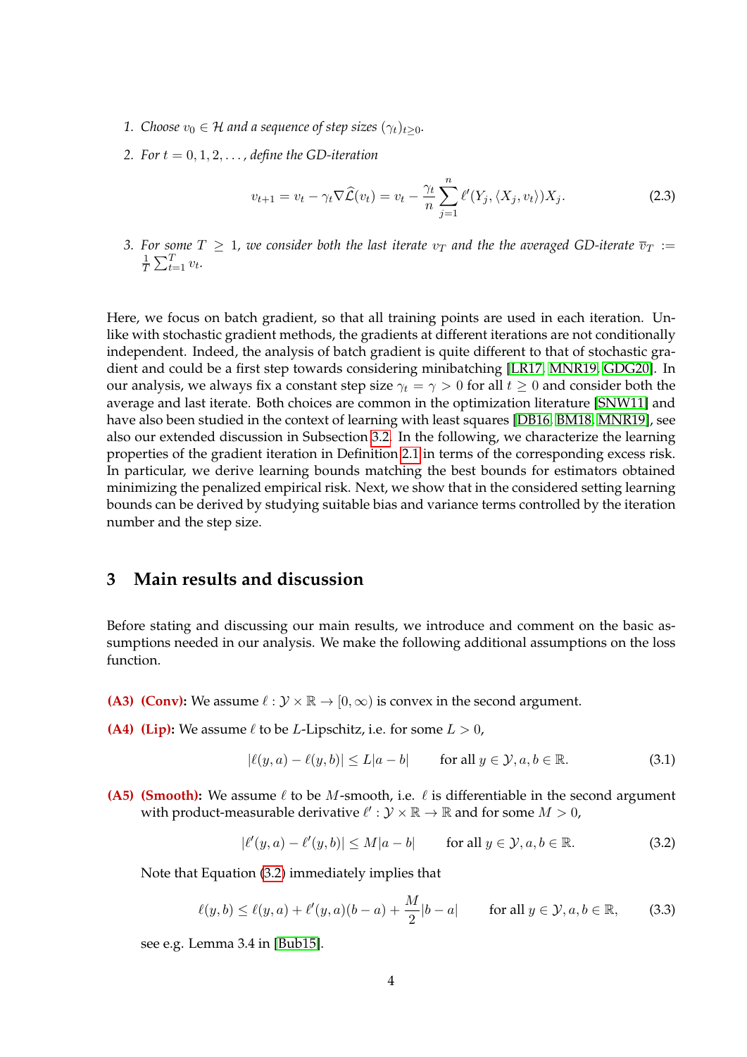1. *Choose $v_0 \in \mathcal{H}$ and a sequence of step sizes $(\gamma_t)_{t\geq 0}$.*

2. *For $t = 0, 1, 2, \ldots$, define the GD-iteration*

$$v_{t+1} = v_t - \gamma_t \nabla \widehat{\mathcal{L}}(v_t) = v_t - \frac{\gamma_t}{n} \sum_{j=1}^{n} \ell'(Y_j, \langle X_j, v_t \rangle) X_j. \tag{2.3}$$

3. *For some $T \geq 1$, we consider both the last iterate $v_T$ and the the averaged GD-iterate $\overline{v}_T := \frac{1}{T}\sum_{t=1}^{T} v_t$.*

Here, we focus on batch gradient, so that all training points are used in each iteration. Unlike with stochastic gradient methods, the gradients at different iterations are not conditionally independent. Indeed, the analysis of batch gradient is quite different to that of stochastic gradient and could be a first step towards considering minibatching [LR17, MNR19, GDG20]. In our analysis, we always fix a constant step size $\gamma_t = \gamma > 0$ for all $t \geq 0$ and consider both the average and last iterate. Both choices are common in the optimization literature [SNW11] and have also been studied in the context of learning with least squares [DB16, BM18, MNR19], see also our extended discussion in Subsection 3.2. In the following, we characterize the learning properties of the gradient iteration in Definition 2.1 in terms of the corresponding excess risk. In particular, we derive learning bounds matching the best bounds for estimators obtained minimizing the penalized empirical risk. Next, we show that in the considered setting learning bounds can be derived by studying suitable bias and variance terms controlled by the iteration number and the step size.

## 3 Main results and discussion

Before stating and discussing our main results, we introduce and comment on the basic assumptions needed in our analysis. We make the following additional assumptions on the loss function.

**(A3) (Conv):** We assume $\ell : \mathcal{Y} \times \mathbb{R} \to [0, \infty)$ is convex in the second argument.

**(A4) (Lip):** We assume $\ell$ to be $L$-Lipschitz, i.e. for some $L > 0$,

$$|\ell(y, a) - \ell(y, b)| \leq L|a - b| \qquad \text{for all } y \in \mathcal{Y}, a, b \in \mathbb{R}. \tag{3.1}$$

**(A5) (Smooth):** We assume $\ell$ to be $M$-smooth, i.e. $\ell$ is differentiable in the second argument with product-measurable derivative $\ell' : \mathcal{Y} \times \mathbb{R} \to \mathbb{R}$ and for some $M > 0$,

$$|\ell'(y, a) - \ell'(y, b)| \leq M|a - b| \qquad \text{for all } y \in \mathcal{Y}, a, b \in \mathbb{R}. \tag{3.2}$$

Note that Equation (3.2) immediately implies that

$$\ell(y, b) \leq \ell(y, a) + \ell'(y, a)(b - a) + \frac{M}{2}|b - a| \qquad \text{for all } y \in \mathcal{Y}, a, b \in \mathbb{R}, \tag{3.3}$$

see e.g. Lemma 3.4 in [Bub15].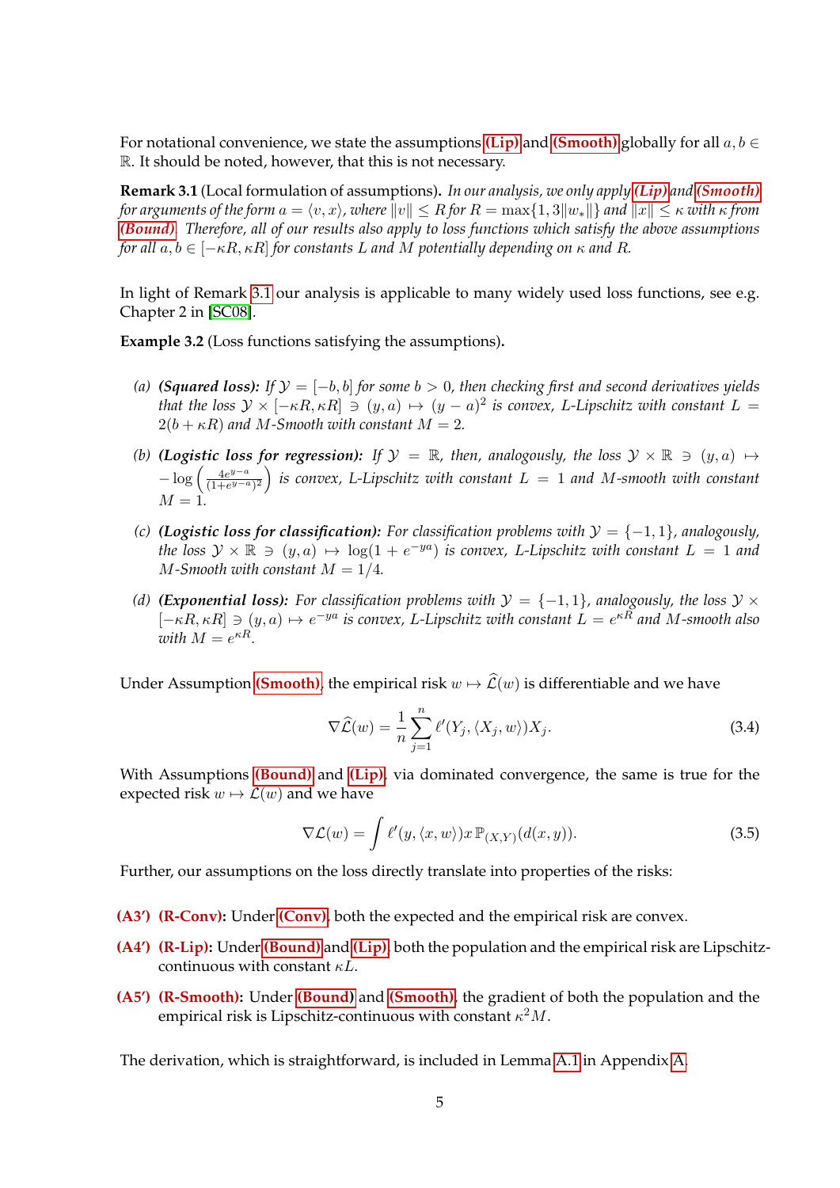For notational convenience, we state the assumptions **(Lip)** and **(Smooth)** globally for all $a, b \in \mathbb{R}$. It should be noted, however, that this is not necessary.

**Remark 3.1** (Local formulation of assumptions). *In our analysis, we only apply* **(Lip)** *and* **(Smooth)** *for arguments of the form $a = \langle v, x\rangle$, where $\|v\| \le R$ for $R = \max\{1, 3\|w_*\|\}$ and $\|x\| \le \kappa$ with $\kappa$ from* **(Bound)***. Therefore, all of our results also apply to loss functions which satisfy the above assumptions for all $a, b \in [-\kappa R, \kappa R]$ for constants $L$ and $M$ potentially depending on $\kappa$ and $R$.*

In light of Remark 3.1 our analysis is applicable to many widely used loss functions, see e.g. Chapter 2 in [SC08].

**Example 3.2** (Loss functions satisfying the assumptions).

(a) ***(Squared loss):*** *If $\mathcal{Y} = [-b, b]$ for some $b > 0$, then checking first and second derivatives yields that the loss $\mathcal{Y} \times [-\kappa R, \kappa R] \ni (y, a) \mapsto (y - a)^2$ is convex, $L$-Lipschitz with constant $L = 2(b + \kappa R)$ and $M$-Smooth with constant $M = 2$.*

(b) ***(Logistic loss for regression):*** *If $\mathcal{Y} = \mathbb{R}$, then, analogously, the loss $\mathcal{Y} \times \mathbb{R} \ni (y, a) \mapsto -\log\left(\frac{4e^{y-a}}{(1+e^{y-a})^2}\right)$ is convex, $L$-Lipschitz with constant $L = 1$ and $M$-smooth with constant $M = 1$.*

(c) ***(Logistic loss for classification):*** *For classification problems with $\mathcal{Y} = \{-1, 1\}$, analogously, the loss $\mathcal{Y} \times \mathbb{R} \ni (y, a) \mapsto \log(1 + e^{-ya})$ is convex, $L$-Lipschitz with constant $L = 1$ and $M$-Smooth with constant $M = 1/4$.*

(d) ***(Exponential loss):*** *For classification problems with $\mathcal{Y} = \{-1, 1\}$, analogously, the loss $\mathcal{Y} \times [-\kappa R, \kappa R] \ni (y, a) \mapsto e^{-ya}$ is convex, $L$-Lipschitz with constant $L = e^{\kappa R}$ and $M$-smooth also with $M = e^{\kappa R}$.*

Under Assumption **(Smooth)**, the empirical risk $w \mapsto \widehat{\mathcal{L}}(w)$ is differentiable and we have

$$\nabla \widehat{\mathcal{L}}(w) = \frac{1}{n} \sum_{j=1}^{n} \ell'(Y_j, \langle X_j, w\rangle) X_j. \tag{3.4}$$

With Assumptions **(Bound)** and **(Lip)**, via dominated convergence, the same is true for the expected risk $w \mapsto \mathcal{L}(w)$ and we have

$$\nabla \mathcal{L}(w) = \int \ell'(y, \langle x, w\rangle) x \, \mathbb{P}_{(X,Y)}(d(x, y)). \tag{3.5}$$

Further, our assumptions on the loss directly translate into properties of the risks:

**(A3')** **(R-Conv):** Under **(Conv)**, both the expected and the empirical risk are convex.

**(A4')** **(R-Lip):** Under **(Bound)** and **(Lip)**, both the population and the empirical risk are Lipschitz-continuous with constant $\kappa L$.

**(A5')** **(R-Smooth):** Under **(Bound)** and **(Smooth)**, the gradient of both the population and the empirical risk is Lipschitz-continuous with constant $\kappa^2 M$.

The derivation, which is straightforward, is included in Lemma A.1 in Appendix A.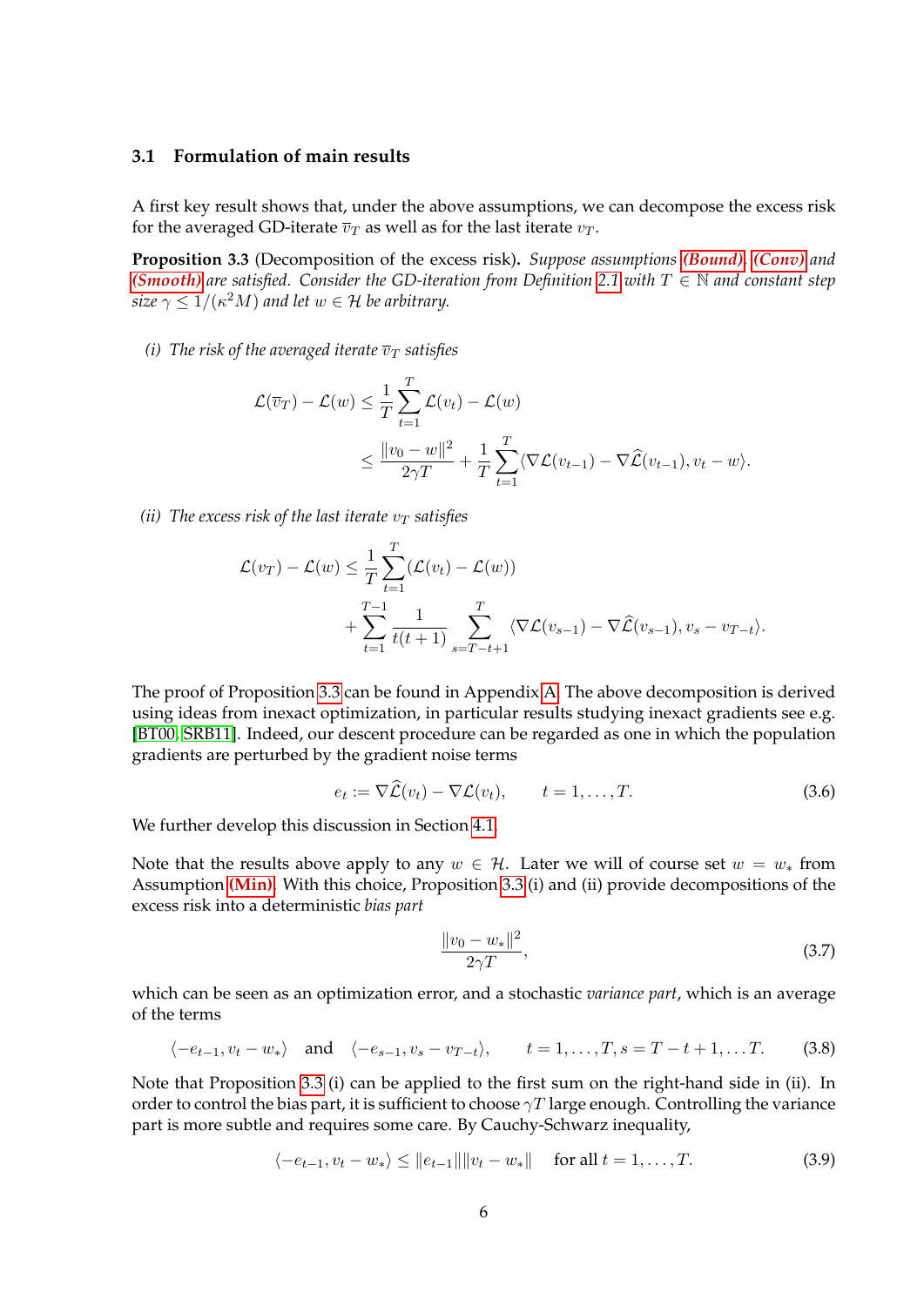### 3.1 Formulation of main results

A first key result shows that, under the above assumptions, we can decompose the excess risk for the averaged GD-iterate $\overline{v}_T$ as well as for the last iterate $v_T$.

**Proposition 3.3** (Decomposition of the excess risk)**.** *Suppose assumptions* ***(Bound)***, ***(Conv)*** *and* ***(Smooth)*** *are satisfied. Consider the GD-iteration from Definition 2.1 with $T \in \mathbb{N}$ and constant step size $\gamma \leq 1/(\kappa^2 M)$ and let $w \in \mathcal{H}$ be arbitrary.*

*(i) The risk of the averaged iterate $\overline{v}_T$ satisfies*

$$\mathcal{L}(\overline{v}_T) - \mathcal{L}(w) \leq \frac{1}{T}\sum_{t=1}^{T} \mathcal{L}(v_t) - \mathcal{L}(w)$$
$$\leq \frac{\|v_0 - w\|^2}{2\gamma T} + \frac{1}{T}\sum_{t=1}^{T} \langle \nabla \mathcal{L}(v_{t-1}) - \nabla \widehat{\mathcal{L}}(v_{t-1}), v_t - w\rangle.$$

*(ii) The excess risk of the last iterate $v_T$ satisfies*

$$\mathcal{L}(v_T) - \mathcal{L}(w) \leq \frac{1}{T}\sum_{t=1}^{T} (\mathcal{L}(v_t) - \mathcal{L}(w))$$
$$+ \sum_{t=1}^{T-1} \frac{1}{t(t+1)} \sum_{s=T-t+1}^{T} \langle \nabla \mathcal{L}(v_{s-1}) - \nabla \widehat{\mathcal{L}}(v_{s-1}), v_s - v_{T-t}\rangle.$$

The proof of Proposition 3.3 can be found in Appendix A. The above decomposition is derived using ideas from inexact optimization, in particular results studying inexact gradients see e.g. [BT00, SRB11]. Indeed, our descent procedure can be regarded as one in which the population gradients are perturbed by the gradient noise terms

$$e_t := \nabla \widehat{\mathcal{L}}(v_t) - \nabla \mathcal{L}(v_t), \qquad t = 1, \ldots, T. \tag{3.6}$$

We further develop this discussion in Section 4.1.

Note that the results above apply to any $w \in \mathcal{H}$. Later we will of course set $w = w_*$ from Assumption **(Min)**. With this choice, Proposition 3.3 (i) and (ii) provide decompositions of the excess risk into a deterministic *bias part*

$$\frac{\|v_0 - w_*\|^2}{2\gamma T}, \tag{3.7}$$

which can be seen as an optimization error, and a stochastic *variance part*, which is an average of the terms

$$\langle -e_{t-1}, v_t - w_*\rangle \quad \text{and} \quad \langle -e_{s-1}, v_s - v_{T-t}\rangle, \qquad t = 1, \ldots, T, s = T-t+1, \ldots T. \tag{3.8}$$

Note that Proposition 3.3 (i) can be applied to the first sum on the right-hand side in (ii). In order to control the bias part, it is sufficient to choose $\gamma T$ large enough. Controlling the variance part is more subtle and requires some care. By Cauchy-Schwarz inequality,

$$\langle -e_{t-1}, v_t - w_*\rangle \leq \|e_{t-1}\|\|v_t - w_*\| \quad \text{for all } t = 1, \ldots, T. \tag{3.9}$$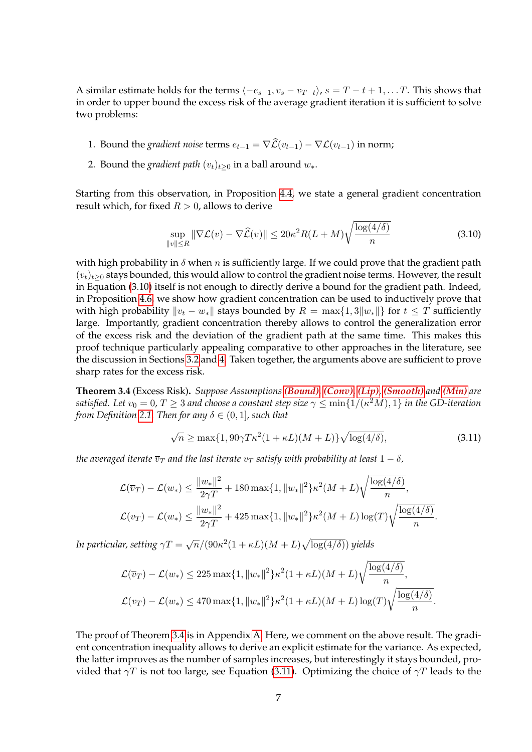A similar estimate holds for the terms $\langle -e_{s-1}, v_s - v_{T-t}\rangle$, $s = T-t+1, \dots T$. This shows that in order to upper bound the excess risk of the average gradient iteration it is sufficient to solve two problems:

1. Bound the *gradient noise* terms $e_{t-1} = \nabla\widehat{\mathcal{L}}(v_{t-1}) - \nabla\mathcal{L}(v_{t-1})$ in norm;
2. Bound the *gradient path* $(v_t)_{t\geq 0}$ in a ball around $w_*$.

Starting from this observation, in Proposition 4.4, we state a general gradient concentration result which, for fixed $R > 0$, allows to derive

$$\sup_{\|v\|\leq R} \|\nabla\mathcal{L}(v) - \nabla\widehat{\mathcal{L}}(v)\| \leq 20\kappa^2 R(L+M)\sqrt{\frac{\log(4/\delta)}{n}} \tag{3.10}$$

with high probability in $\delta$ when $n$ is sufficiently large. If we could prove that the gradient path $(v_t)_{t\geq 0}$ stays bounded, this would allow to control the gradient noise terms. However, the result in Equation (3.10) itself is not enough to directly derive a bound for the gradient path. Indeed, in Proposition 4.6, we show how gradient concentration can be used to inductively prove that with high probability $\|v_t - w_*\|$ stays bounded by $R = \max\{1, 3\|w_*\|\}$ for $t \leq T$ sufficiently large. Importantly, gradient concentration thereby allows to control the generalization error of the excess risk and the deviation of the gradient path at the same time. This makes this proof technique particularly appealing comparative to other approaches in the literature, see the discussion in Sections 3.2 and 4. Taken together, the arguments above are sufficient to prove sharp rates for the excess risk.

**Theorem 3.4** (Excess Risk). *Suppose Assumptions **(Bound)**, **(Conv)**, **(Lip)**, **(Smooth)** and **(Min)** are satisfied. Let $v_0 = 0$, $T \geq 3$ and choose a constant step size $\gamma \leq \min\{1/(\kappa^2 M), 1\}$ in the GD-iteration from Definition 2.1. Then for any $\delta \in (0, 1]$, such that*

$$\sqrt{n} \geq \max\{1, 90\gamma T\kappa^2(1+\kappa L)(M+L)\}\sqrt{\log(4/\delta)}, \tag{3.11}$$

*the averaged iterate $\overline{v}_T$ and the last iterate $v_T$ satisfy with probability at least $1-\delta$,*

$$\mathcal{L}(\overline{v}_T) - \mathcal{L}(w_*) \leq \frac{\|w_*\|^2}{2\gamma T} + 180\max\{1, \|w_*\|^2\}\kappa^2(M+L)\sqrt{\frac{\log(4/\delta)}{n}},$$
$$\mathcal{L}(v_T) - \mathcal{L}(w_*) \leq \frac{\|w_*\|^2}{2\gamma T} + 425\max\{1, \|w_*\|^2\}\kappa^2(M+L)\log(T)\sqrt{\frac{\log(4/\delta)}{n}}.$$

*In particular, setting $\gamma T = \sqrt{n}/(90\kappa^2(1+\kappa L)(M+L)\sqrt{\log(4/\delta)})$ yields*

$$\mathcal{L}(\overline{v}_T) - \mathcal{L}(w_*) \leq 225\max\{1, \|w_*\|^2\}\kappa^2(1+\kappa L)(M+L)\sqrt{\frac{\log(4/\delta)}{n}},$$
$$\mathcal{L}(v_T) - \mathcal{L}(w_*) \leq 470\max\{1, \|w_*\|^2\}\kappa^2(1+\kappa L)(M+L)\log(T)\sqrt{\frac{\log(4/\delta)}{n}}.$$

The proof of Theorem 3.4 is in Appendix A. Here, we comment on the above result. The gradient concentration inequality allows to derive an explicit estimate for the variance. As expected, the latter improves as the number of samples increases, but interestingly it stays bounded, provided that $\gamma T$ is not too large, see Equation (3.11). Optimizing the choice of $\gamma T$ leads to the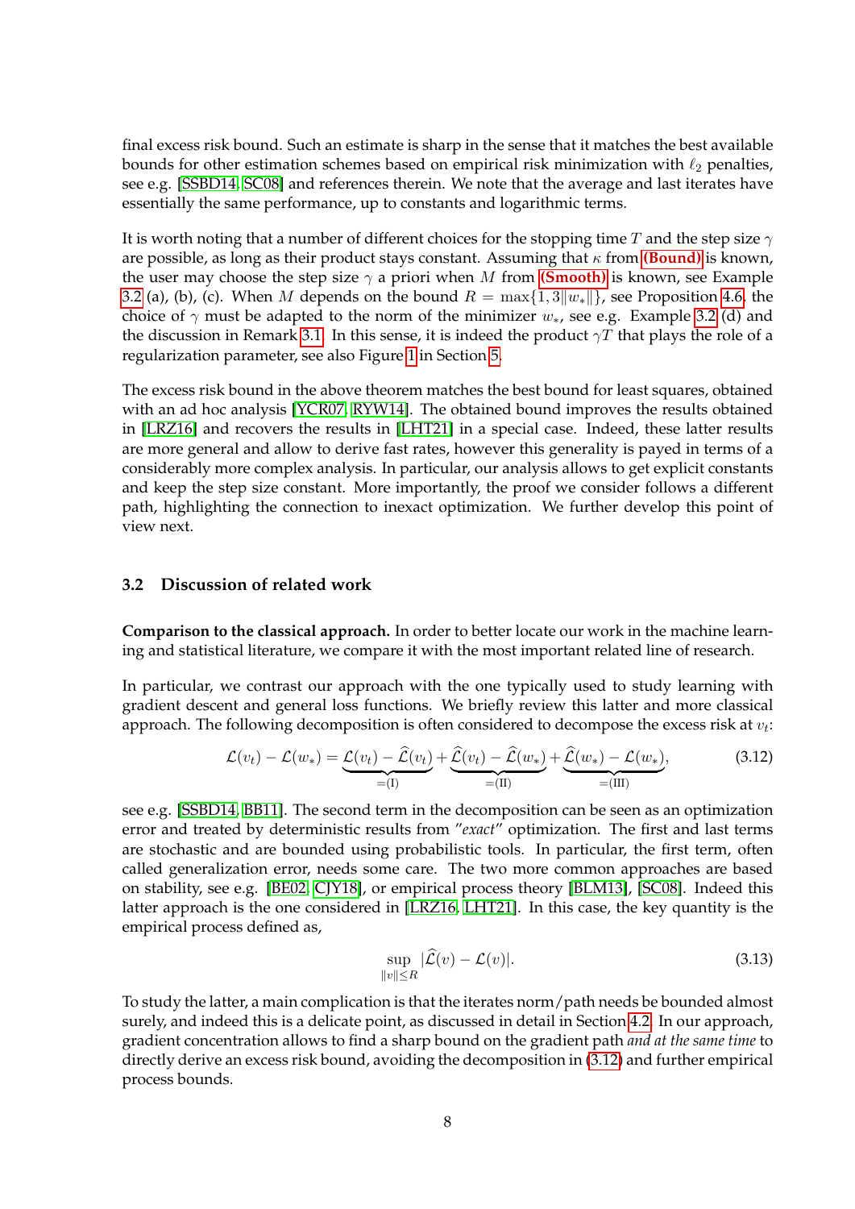final excess risk bound. Such an estimate is sharp in the sense that it matches the best available bounds for other estimation schemes based on empirical risk minimization with $\ell_2$ penalties, see e.g. [SSBD14, SC08] and references therein. We note that the average and last iterates have essentially the same performance, up to constants and logarithmic terms.

It is worth noting that a number of different choices for the stopping time $T$ and the step size $\gamma$ are possible, as long as their product stays constant. Assuming that $\kappa$ from **(Bound)** is known, the user may choose the step size $\gamma$ a priori when $M$ from **(Smooth)** is known, see Example 3.2 (a), (b), (c). When $M$ depends on the bound $R = \max\{1, 3\|w_*\|\}$, see Proposition 4.6, the choice of $\gamma$ must be adapted to the norm of the minimizer $w_*$, see e.g. Example 3.2 (d) and the discussion in Remark 3.1. In this sense, it is indeed the product $\gamma T$ that plays the role of a regularization parameter, see also Figure 1 in Section 5.

The excess risk bound in the above theorem matches the best bound for least squares, obtained with an ad hoc analysis [YCR07, RYW14]. The obtained bound improves the results obtained in [LRZ16] and recovers the results in [LHT21] in a special case. Indeed, these latter results are more general and allow to derive fast rates, however this generality is payed in terms of a considerably more complex analysis. In particular, our analysis allows to get explicit constants and keep the step size constant. More importantly, the proof we consider follows a different path, highlighting the connection to inexact optimization. We further develop this point of view next.

### 3.2 Discussion of related work

**Comparison to the classical approach.** In order to better locate our work in the machine learning and statistical literature, we compare it with the most important related line of research.

In particular, we contrast our approach with the one typically used to study learning with gradient descent and general loss functions. We briefly review this latter and more classical approach. The following decomposition is often considered to decompose the excess risk at $v_t$:

$$\mathcal{L}(v_t) - \mathcal{L}(w_*) = \underbrace{\mathcal{L}(v_t) - \widehat{\mathcal{L}}(v_t)}_{=(\mathrm{I})} + \underbrace{\widehat{\mathcal{L}}(v_t) - \widehat{\mathcal{L}}(w_*)}_{=(\mathrm{II})} + \underbrace{\widehat{\mathcal{L}}(w_*) - \mathcal{L}(w_*)}_{=(\mathrm{III})}, \tag{3.12}$$

see e.g. [SSBD14, BB11]. The second term in the decomposition can be seen as an optimization error and treated by deterministic results from "*exact*" optimization. The first and last terms are stochastic and are bounded using probabilistic tools. In particular, the first term, often called generalization error, needs some care. The two more common approaches are based on stability, see e.g. [BE02, CJY18], or empirical process theory [BLM13], [SC08]. Indeed this latter approach is the one considered in [LRZ16, LHT21]. In this case, the key quantity is the empirical process defined as,

$$\sup_{\|v\| \le R} |\widehat{\mathcal{L}}(v) - \mathcal{L}(v)|. \tag{3.13}$$

To study the latter, a main complication is that the iterates norm/path needs be bounded almost surely, and indeed this is a delicate point, as discussed in detail in Section 4.2. In our approach, gradient concentration allows to find a sharp bound on the gradient path *and at the same time* to directly derive an excess risk bound, avoiding the decomposition in (3.12) and further empirical process bounds.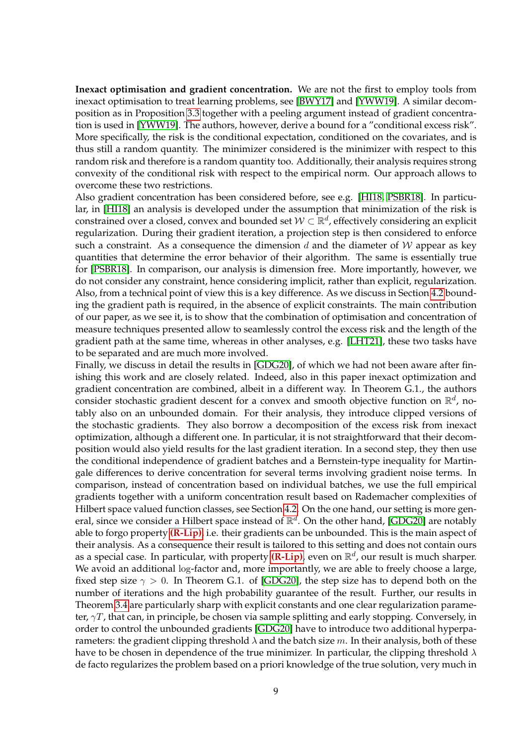**Inexact optimisation and gradient concentration.** We are not the first to employ tools from inexact optimisation to treat learning problems, see [BWY17] and [YWW19]. A similar decomposition as in Proposition 3.3 together with a peeling argument instead of gradient concentration is used in [YWW19]. The authors, however, derive a bound for a "conditional excess risk". More specifically, the risk is the conditional expectation, conditioned on the covariates, and is thus still a random quantity. The minimizer considered is the minimizer with respect to this random risk and therefore is a random quantity too. Additionally, their analysis requires strong convexity of the conditional risk with respect to the empirical norm. Our approach allows to overcome these two restrictions.

Also gradient concentration has been considered before, see e.g. [HI18, PSBR18]. In particular, in [HI18] an analysis is developed under the assumption that minimization of the risk is constrained over a closed, convex and bounded set $\mathcal{W} \subset \mathbb{R}^d$, effectively considering an explicit regularization. During their gradient iteration, a projection step is then considered to enforce such a constraint. As a consequence the dimension $d$ and the diameter of $\mathcal{W}$ appear as key quantities that determine the error behavior of their algorithm. The same is essentially true for [PSBR18]. In comparison, our analysis is dimension free. More importantly, however, we do not consider any constraint, hence considering implicit, rather than explicit, regularization. Also, from a technical point of view this is a key difference. As we discuss in Section 4.2 bounding the gradient path is required, in the absence of explicit constraints. The main contribution of our paper, as we see it, is to show that the combination of optimisation and concentration of measure techniques presented allow to seamlessly control the excess risk and the length of the gradient path at the same time, whereas in other analyses, e.g. [LHT21], these two tasks have to be separated and are much more involved.

Finally, we discuss in detail the results in [GDG20], of which we had not been aware after finishing this work and are closely related. Indeed, also in this paper inexact optimization and gradient concentration are combined, albeit in a different way. In Theorem G.1., the authors consider stochastic gradient descent for a convex and smooth objective function on $\mathbb{R}^d$, notably also on an unbounded domain. For their analysis, they introduce clipped versions of the stochastic gradients. They also borrow a decomposition of the excess risk from inexact optimization, although a different one. In particular, it is not straightforward that their decomposition would also yield results for the last gradient iteration. In a second step, they then use the conditional independence of gradient batches and a Bernstein-type inequality for Martingale differences to derive concentration for several terms involving gradient noise terms. In comparison, instead of concentration based on individual batches, we use the full empirical gradients together with a uniform concentration result based on Rademacher complexities of Hilbert space valued function classes, see Section 4.2. On the one hand, our setting is more general, since we consider a Hilbert space instead of $\mathbb{R}^d$. On the other hand, [GDG20] are notably able to forgo property **(R-Lip)**, i.e. their gradients can be unbounded. This is the main aspect of their analysis. As a consequence their result is tailored to this setting and does not contain ours as a special case. In particular, with property **(R-Lip)**, even on $\mathbb{R}^d$, our result is much sharper. We avoid an additional $\log$-factor and, more importantly, we are able to freely choose a large, fixed step size $\gamma > 0$. In Theorem G.1. of [GDG20], the step size has to depend both on the number of iterations and the high probability guarantee of the result. Further, our results in Theorem 3.4 are particularly sharp with explicit constants and one clear regularization parameter, $\gamma T$, that can, in principle, be chosen via sample splitting and early stopping. Conversely, in order to control the unbounded gradients [GDG20] have to introduce two additional hyperparameters: the gradient clipping threshold $\lambda$ and the batch size $m$. In their analysis, both of these have to be chosen in dependence of the true minimizer. In particular, the clipping threshold $\lambda$ de facto regularizes the problem based on a priori knowledge of the true solution, very much in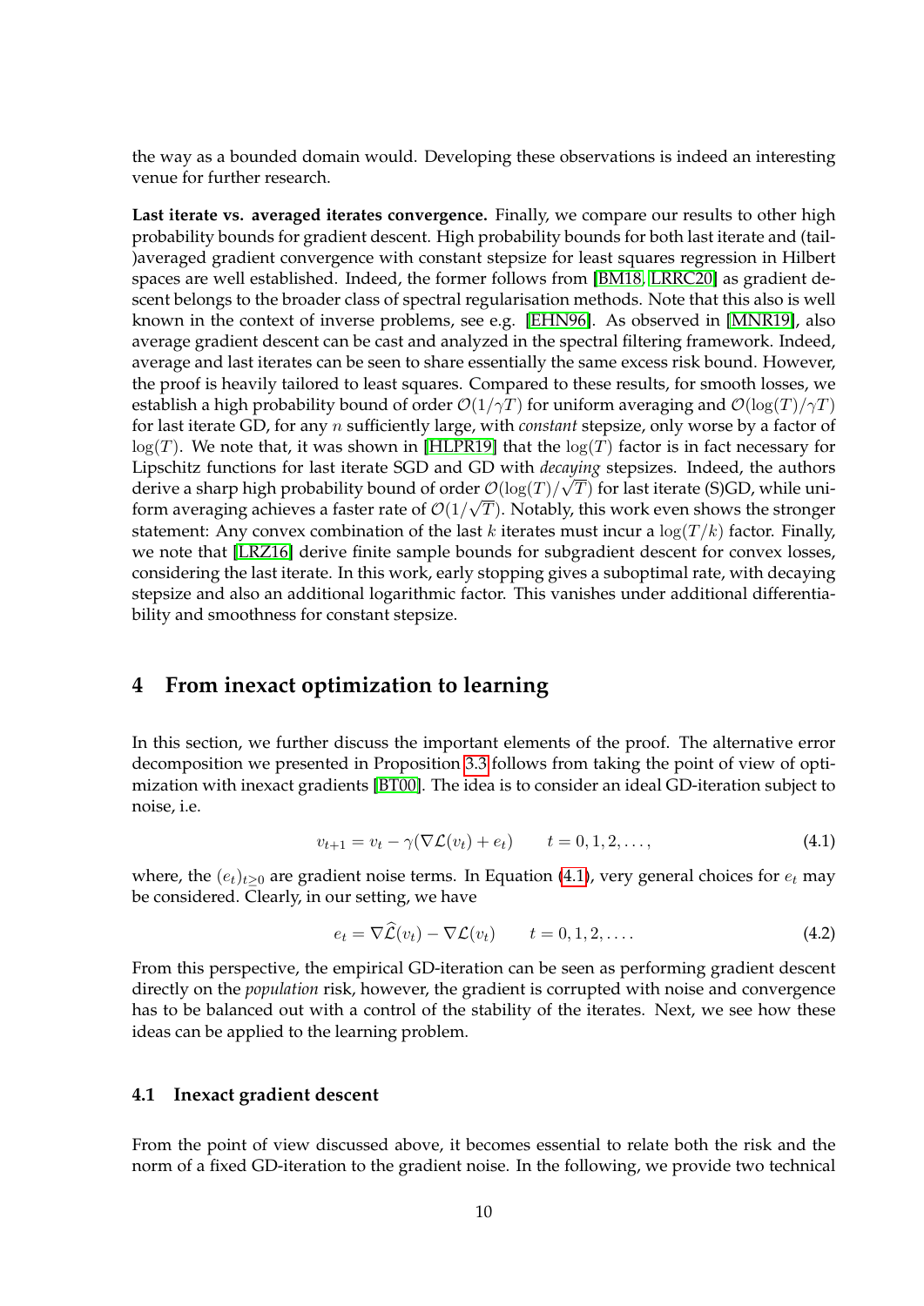the way as a bounded domain would. Developing these observations is indeed an interesting venue for further research.

**Last iterate vs. averaged iterates convergence.** Finally, we compare our results to other high probability bounds for gradient descent. High probability bounds for both last iterate and (tail-)averaged gradient convergence with constant stepsize for least squares regression in Hilbert spaces are well established. Indeed, the former follows from [BM18, LRRC20] as gradient descent belongs to the broader class of spectral regularisation methods. Note that this also is well known in the context of inverse problems, see e.g. [EHN96]. As observed in [MNR19], also average gradient descent can be cast and analyzed in the spectral filtering framework. Indeed, average and last iterates can be seen to share essentially the same excess risk bound. However, the proof is heavily tailored to least squares. Compared to these results, for smooth losses, we establish a high probability bound of order $\mathcal{O}(1/\gamma T)$ for uniform averaging and $\mathcal{O}(\log(T)/\gamma T)$ for last iterate GD, for any $n$ sufficiently large, with *constant* stepsize, only worse by a factor of $\log(T)$. We note that, it was shown in [HLPR19] that the $\log(T)$ factor is in fact necessary for Lipschitz functions for last iterate SGD and GD with *decaying* stepsizes. Indeed, the authors derive a sharp high probability bound of order $\mathcal{O}(\log(T)/\sqrt{T})$ for last iterate (S)GD, while uniform averaging achieves a faster rate of $\mathcal{O}(1/\sqrt{T})$. Notably, this work even shows the stronger statement: Any convex combination of the last $k$ iterates must incur a $\log(T/k)$ factor. Finally, we note that [LRZ16] derive finite sample bounds for subgradient descent for convex losses, considering the last iterate. In this work, early stopping gives a suboptimal rate, with decaying stepsize and also an additional logarithmic factor. This vanishes under additional differentiability and smoothness for constant stepsize.

# 4 From inexact optimization to learning

In this section, we further discuss the important elements of the proof. The alternative error decomposition we presented in Proposition 3.3 follows from taking the point of view of optimization with inexact gradients [BT00]. The idea is to consider an ideal GD-iteration subject to noise, i.e.

$$v_{t+1} = v_t - \gamma(\nabla \mathcal{L}(v_t) + e_t) \qquad t = 0, 1, 2, \ldots, \tag{4.1}$$

where, the $(e_t)_{t\geq 0}$ are gradient noise terms. In Equation (4.1), very general choices for $e_t$ may be considered. Clearly, in our setting, we have

$$e_t = \nabla \widehat{\mathcal{L}}(v_t) - \nabla \mathcal{L}(v_t) \qquad t = 0, 1, 2, \ldots. \tag{4.2}$$

From this perspective, the empirical GD-iteration can be seen as performing gradient descent directly on the *population* risk, however, the gradient is corrupted with noise and convergence has to be balanced out with a control of the stability of the iterates. Next, we see how these ideas can be applied to the learning problem.

## 4.1 Inexact gradient descent

From the point of view discussed above, it becomes essential to relate both the risk and the norm of a fixed GD-iteration to the gradient noise. In the following, we provide two technical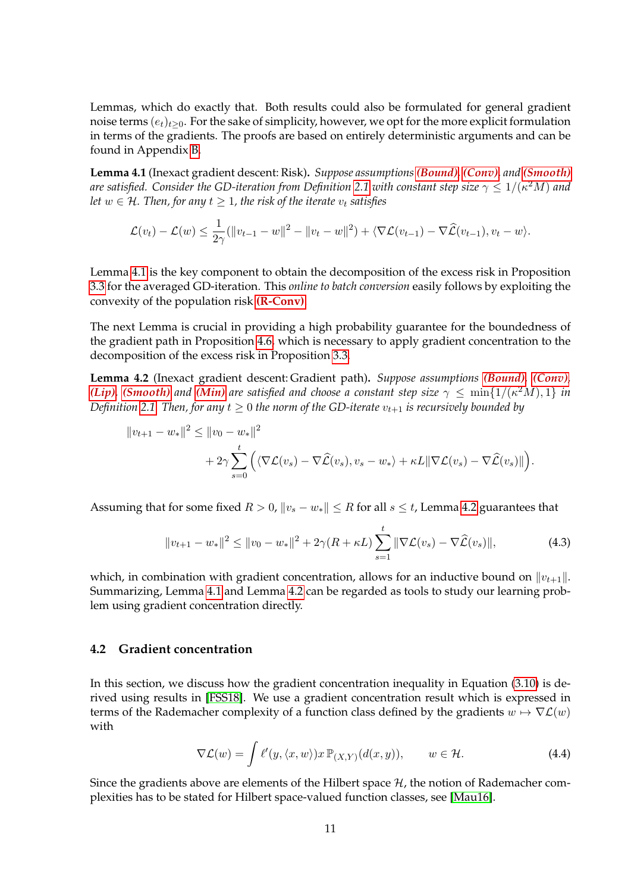Lemmas, which do exactly that. Both results could also be formulated for general gradient noise terms $(e_t)_{t\geq 0}$. For the sake of simplicity, however, we opt for the more explicit formulation in terms of the gradients. The proofs are based on entirely deterministic arguments and can be found in Appendix B.

**Lemma 4.1** (Inexact gradient descent: Risk). *Suppose assumptions* ***(Bound)****,* ***(Conv)*** *and* ***(Smooth)*** *are satisfied. Consider the GD-iteration from Definition 2.1 with constant step size $\gamma \leq 1/(\kappa^2 M)$ and let $w \in \mathcal{H}$. Then, for any $t \geq 1$, the risk of the iterate $v_t$ satisfies*

$$\mathcal{L}(v_t) - \mathcal{L}(w) \leq \frac{1}{2\gamma}(\|v_{t-1} - w\|^2 - \|v_t - w\|^2) + \langle \nabla \mathcal{L}(v_{t-1}) - \nabla \widehat{\mathcal{L}}(v_{t-1}), v_t - w \rangle.$$

Lemma 4.1 is the key component to obtain the decomposition of the excess risk in Proposition 3.3 for the averaged GD-iteration. This *online to batch conversion* easily follows by exploiting the convexity of the population risk **(R-Conv)**.

The next Lemma is crucial in providing a high probability guarantee for the boundedness of the gradient path in Proposition 4.6, which is necessary to apply gradient concentration to the decomposition of the excess risk in Proposition 3.3.

**Lemma 4.2** (Inexact gradient descent: Gradient path). *Suppose assumptions* ***(Bound)****,* ***(Conv)****,* ***(Lip)****,* ***(Smooth)*** *and* ***(Min)*** *are satisfied and choose a constant step size $\gamma \leq \min\{1/(\kappa^2 M), 1\}$ in Definition 2.1. Then, for any $t \geq 0$ the norm of the GD-iterate $v_{t+1}$ is recursively bounded by*

$$\begin{aligned}\|v_{t+1} - w_*\|^2 \leq \|v_0 - w_*\|^2 \\ + 2\gamma \sum_{s=0}^{t} \Big( \langle \nabla \mathcal{L}(v_s) - \nabla \widehat{\mathcal{L}}(v_s), v_s - w_* \rangle + \kappa L \|\nabla \mathcal{L}(v_s) - \nabla \widehat{\mathcal{L}}(v_s)\| \Big).\end{aligned}$$

Assuming that for some fixed $R > 0$, $\|v_s - w_*\| \leq R$ for all $s \leq t$, Lemma 4.2 guarantees that

$$\|v_{t+1} - w_*\|^2 \leq \|v_0 - w_*\|^2 + 2\gamma(R + \kappa L) \sum_{s=1}^{t} \|\nabla \mathcal{L}(v_s) - \nabla \widehat{\mathcal{L}}(v_s)\|, \tag{4.3}$$

which, in combination with gradient concentration, allows for an inductive bound on $\|v_{t+1}\|$. Summarizing, Lemma 4.1 and Lemma 4.2 can be regarded as tools to study our learning problem using gradient concentration directly.

### 4.2 Gradient concentration

In this section, we discuss how the gradient concentration inequality in Equation (3.10) is derived using results in [FSS18]. We use a gradient concentration result which is expressed in terms of the Rademacher complexity of a function class defined by the gradients $w \mapsto \nabla \mathcal{L}(w)$ with

$$\nabla \mathcal{L}(w) = \int \ell'(y, \langle x, w \rangle) x \, \mathbb{P}_{(X,Y)}(d(x,y)), \qquad w \in \mathcal{H}. \tag{4.4}$$

Since the gradients above are elements of the Hilbert space $\mathcal{H}$, the notion of Rademacher complexities has to be stated for Hilbert space-valued function classes, see [Mau16].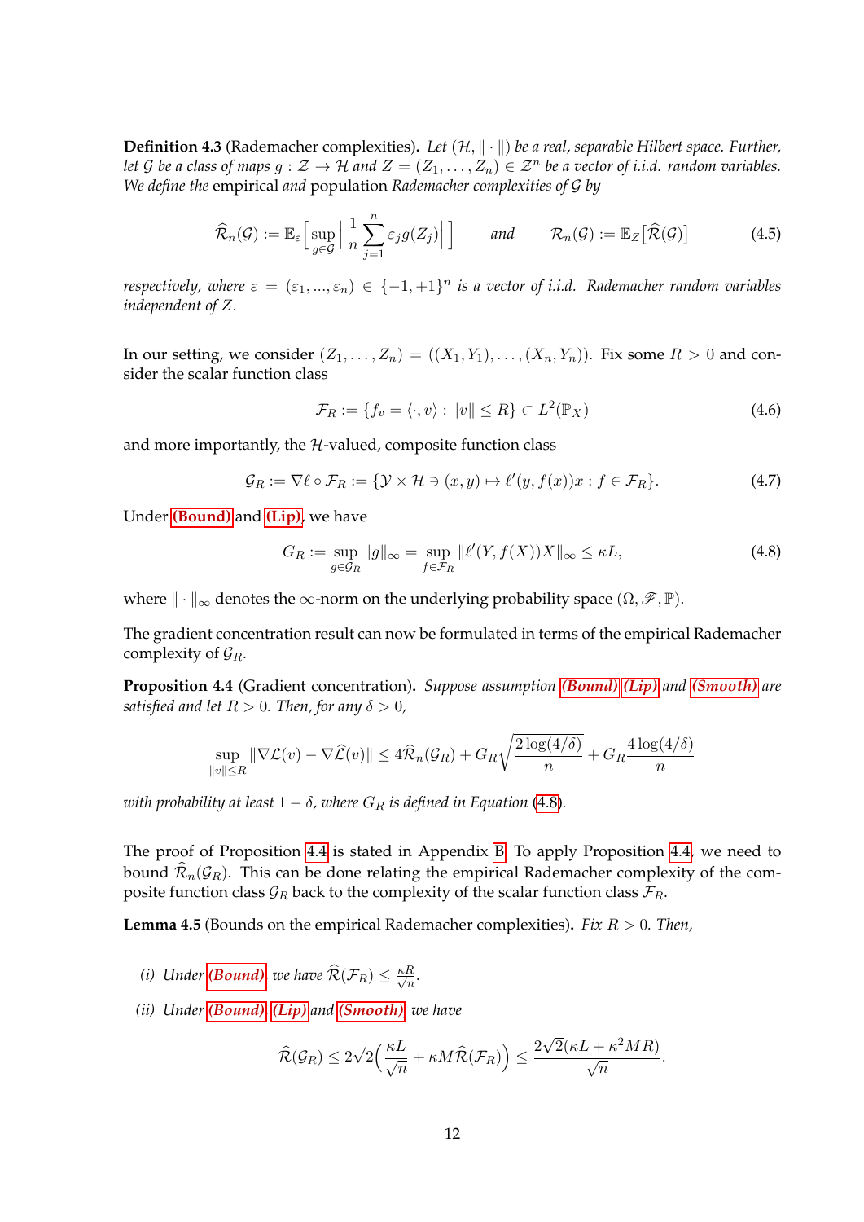**Definition 4.3** (Rademacher complexities)**.** *Let $(\mathcal{H}, \|\cdot\|)$ be a real, separable Hilbert space. Further, let $\mathcal{G}$ be a class of maps $g : \mathcal{Z} \to \mathcal{H}$ and $Z = (Z_1, \dots, Z_n) \in \mathcal{Z}^n$ be a vector of i.i.d. random variables. We define the* empirical *and* population *Rademacher complexities of $\mathcal{G}$ by*

$$\widehat{\mathcal{R}}_n(\mathcal{G}) := \mathbb{E}_\varepsilon \Big[ \sup_{g \in \mathcal{G}} \Big\| \frac{1}{n} \sum_{j=1}^n \varepsilon_j g(Z_j) \Big\| \Big] \qquad \text{and} \qquad \mathcal{R}_n(\mathcal{G}) := \mathbb{E}_Z \big[ \widehat{\mathcal{R}}(\mathcal{G}) \big] \tag{4.5}$$

*respectively, where $\varepsilon = (\varepsilon_1, ..., \varepsilon_n) \in \{-1, +1\}^n$ is a vector of i.i.d. Rademacher random variables independent of $Z$.*

In our setting, we consider $(Z_1, \dots, Z_n) = ((X_1, Y_1), \dots, (X_n, Y_n))$. Fix some $R > 0$ and consider the scalar function class

$$\mathcal{F}_R := \{ f_v = \langle \cdot, v \rangle : \|v\| \le R \} \subset L^2(\mathbb{P}_X) \tag{4.6}$$

and more importantly, the $\mathcal{H}$-valued, composite function class

$$\mathcal{G}_R := \nabla \ell \circ \mathcal{F}_R := \{ \mathcal{Y} \times \mathcal{H} \ni (x, y) \mapsto \ell'(y, f(x)) x : f \in \mathcal{F}_R \}. \tag{4.7}$$

Under **(Bound)** and **(Lip)**, we have

$$G_R := \sup_{g \in \mathcal{G}_R} \|g\|_\infty = \sup_{f \in \mathcal{F}_R} \|\ell'(Y, f(X)) X\|_\infty \le \kappa L, \tag{4.8}$$

where $\|\cdot\|_\infty$ denotes the $\infty$-norm on the underlying probability space $(\Omega, \mathscr{F}, \mathbb{P})$.

The gradient concentration result can now be formulated in terms of the empirical Rademacher complexity of $\mathcal{G}_R$.

**Proposition 4.4** (Gradient concentration)**.** *Suppose assumption **(Bound)**, **(Lip)** and **(Smooth)** are satisfied and let $R > 0$. Then, for any $\delta > 0$,*

$$\sup_{\|v\| \le R} \|\nabla \mathcal{L}(v) - \nabla \widehat{\mathcal{L}}(v)\| \le 4 \widehat{\mathcal{R}}_n(\mathcal{G}_R) + G_R \sqrt{\frac{2 \log(4/\delta)}{n}} + G_R \frac{4 \log(4/\delta)}{n}$$

*with probability at least $1 - \delta$, where $G_R$ is defined in Equation (4.8).*

The proof of Proposition 4.4 is stated in Appendix B. To apply Proposition 4.4, we need to bound $\widehat{\mathcal{R}}_n(\mathcal{G}_R)$. This can be done relating the empirical Rademacher complexity of the composite function class $\mathcal{G}_R$ back to the complexity of the scalar function class $\mathcal{F}_R$.

**Lemma 4.5** (Bounds on the empirical Rademacher complexities)**.** *Fix $R > 0$. Then,*

*(i) Under **(Bound)**, we have $\widehat{\mathcal{R}}(\mathcal{F}_R) \le \frac{\kappa R}{\sqrt{n}}$.*

*(ii) Under **(Bound)**, **(Lip)** and **(Smooth)**, we have*

$$\widehat{\mathcal{R}}(\mathcal{G}_R) \le 2\sqrt{2} \Big( \frac{\kappa L}{\sqrt{n}} + \kappa M \widehat{\mathcal{R}}(\mathcal{F}_R) \Big) \le \frac{2\sqrt{2}(\kappa L + \kappa^2 M R)}{\sqrt{n}}.$$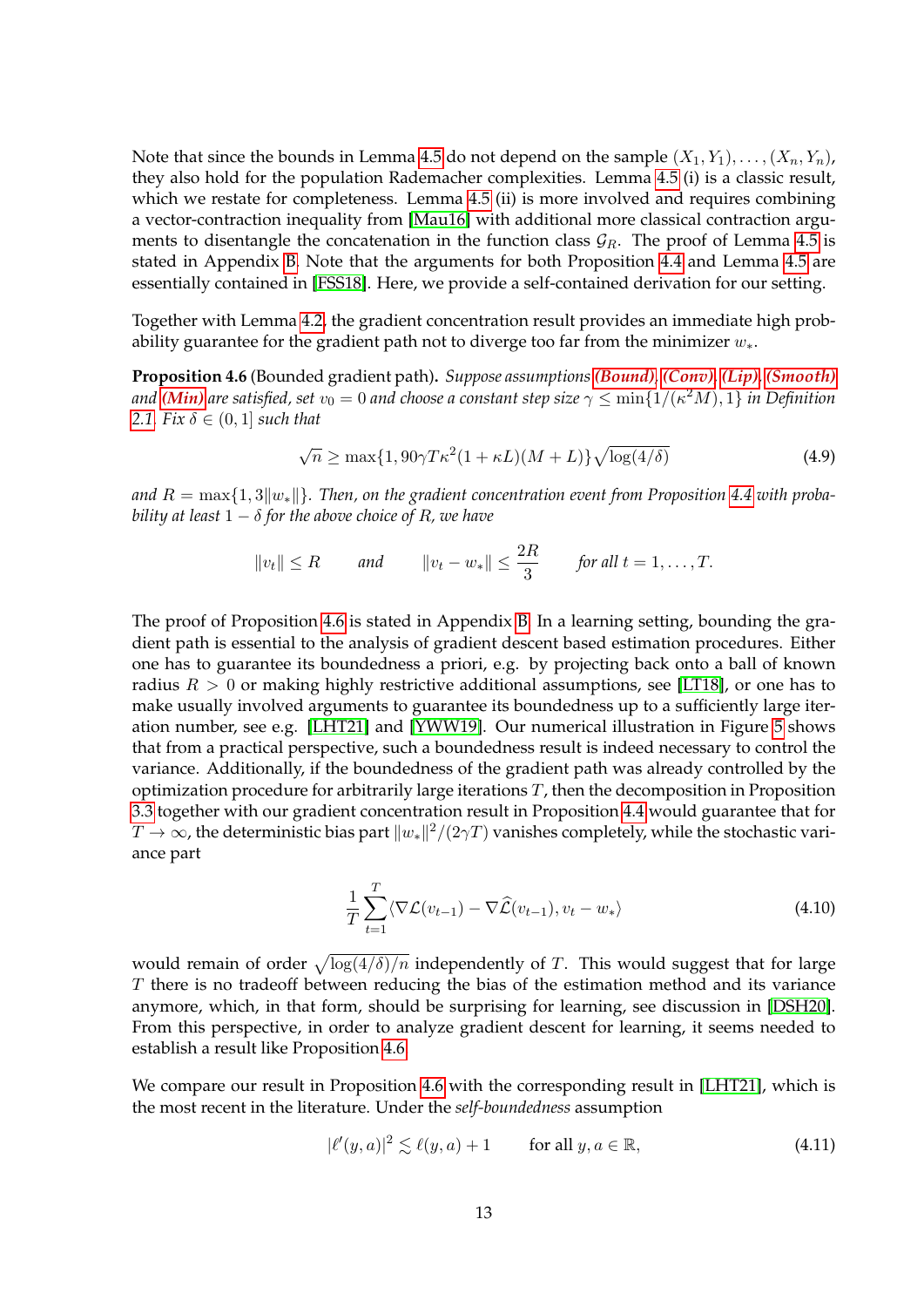Note that since the bounds in Lemma 4.5 do not depend on the sample $(X_1, Y_1), \ldots, (X_n, Y_n)$, they also hold for the population Rademacher complexities. Lemma 4.5 (i) is a classic result, which we restate for completeness. Lemma 4.5 (ii) is more involved and requires combining a vector-contraction inequality from [Mau16] with additional more classical contraction arguments to disentangle the concatenation in the function class $\mathcal{G}_R$. The proof of Lemma 4.5 is stated in Appendix B. Note that the arguments for both Proposition 4.4 and Lemma 4.5 are essentially contained in [FSS18]. Here, we provide a self-contained derivation for our setting.

Together with Lemma 4.2, the gradient concentration result provides an immediate high probability guarantee for the gradient path not to diverge too far from the minimizer $w_*$.

**Proposition 4.6** (Bounded gradient path)**.** *Suppose assumptions* ***(Bound)***, ***(Conv)***, ***(Lip)***, ***(Smooth)*** *and* ***(Min)*** *are satisfied, set $v_0 = 0$ and choose a constant step size $\gamma \le \min\{1/(\kappa^2 M), 1\}$ in Definition 2.1. Fix $\delta \in (0, 1]$ such that*

$$\sqrt{n} \ge \max\{1, 90\gamma T \kappa^2 (1 + \kappa L)(M + L)\} \sqrt{\log(4/\delta)} \tag{4.9}$$

*and $R = \max\{1, 3\|w_*\|\}$. Then, on the gradient concentration event from Proposition 4.4 with probability at least $1 - \delta$ for the above choice of $R$, we have*

$$\|v_t\| \le R \qquad \text{and} \qquad \|v_t - w_*\| \le \frac{2R}{3} \qquad \text{for all } t = 1, \ldots, T.$$

The proof of Proposition 4.6 is stated in Appendix B. In a learning setting, bounding the gradient path is essential to the analysis of gradient descent based estimation procedures. Either one has to guarantee its boundedness a priori, e.g. by projecting back onto a ball of known radius $R > 0$ or making highly restrictive additional assumptions, see [LT18], or one has to make usually involved arguments to guarantee its boundedness up to a sufficiently large iteration number, see e.g. [LHT21] and [YWW19]. Our numerical illustration in Figure 5 shows that from a practical perspective, such a boundedness result is indeed necessary to control the variance. Additionally, if the boundedness of the gradient path was already controlled by the optimization procedure for arbitrarily large iterations $T$, then the decomposition in Proposition 3.3 together with our gradient concentration result in Proposition 4.4 would guarantee that for $T \to \infty$, the deterministic bias part $\|w_*\|^2/(2\gamma T)$ vanishes completely, while the stochastic variance part

$$\frac{1}{T} \sum_{t=1}^{T} \langle \nabla \mathcal{L}(v_{t-1}) - \nabla \widehat{\mathcal{L}}(v_{t-1}), v_t - w_* \rangle \tag{4.10}$$

would remain of order $\sqrt{\log(4/\delta)/n}$ independently of $T$. This would suggest that for large $T$ there is no tradeoff between reducing the bias of the estimation method and its variance anymore, which, in that form, should be surprising for learning, see discussion in [DSH20]. From this perspective, in order to analyze gradient descent for learning, it seems needed to establish a result like Proposition 4.6.

We compare our result in Proposition 4.6 with the corresponding result in [LHT21], which is the most recent in the literature. Under the *self-boundedness* assumption

$$|\ell'(y, a)|^2 \lesssim \ell(y, a) + 1 \qquad \text{for all } y, a \in \mathbb{R}, \tag{4.11}$$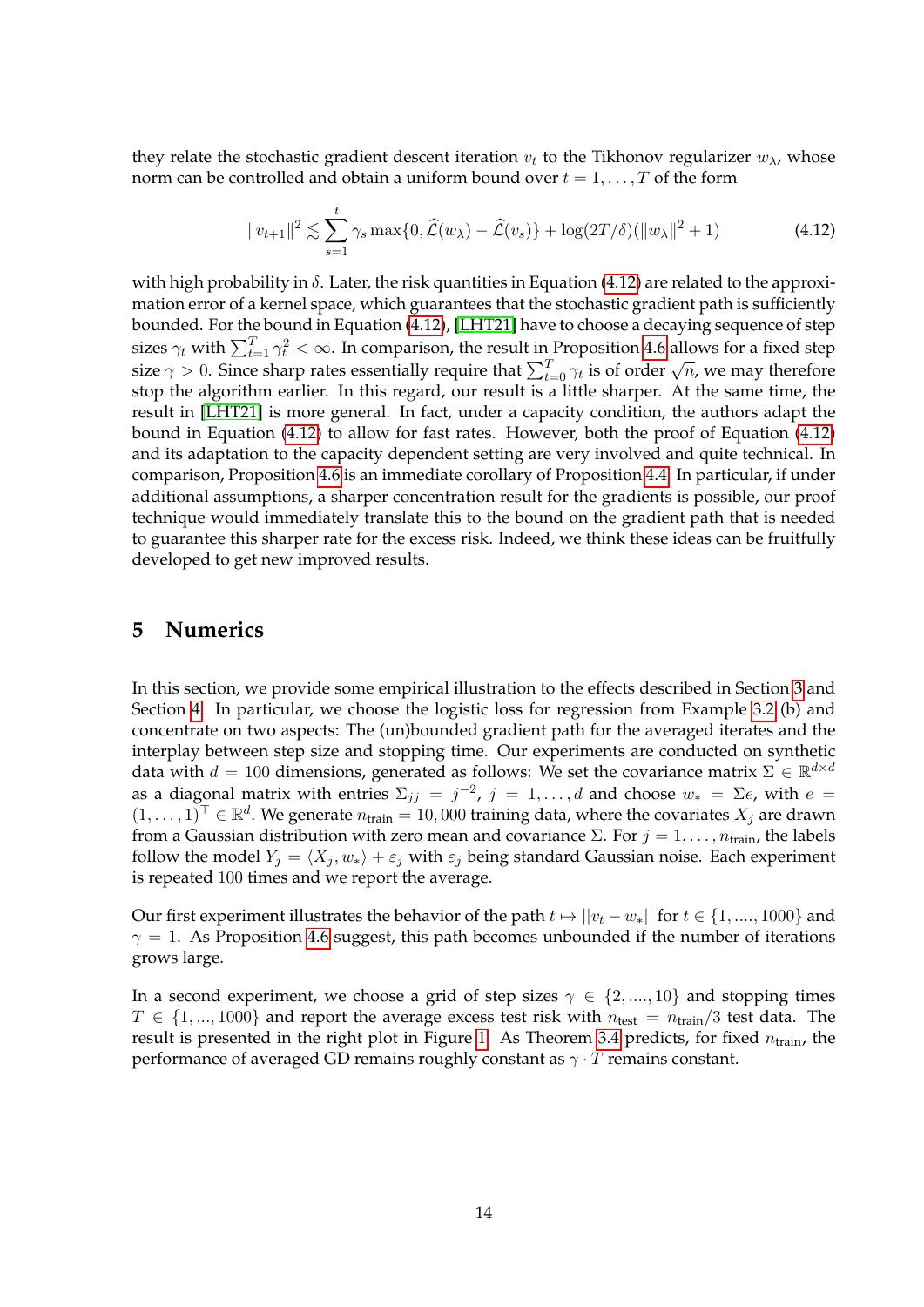they relate the stochastic gradient descent iteration $v_t$ to the Tikhonov regularizer $w_\lambda$, whose norm can be controlled and obtain a uniform bound over $t = 1, \ldots, T$ of the form

$$\|v_{t+1}\|^2 \lesssim \sum_{s=1}^{t} \gamma_s \max\{0, \widehat{\mathcal{L}}(w_\lambda) - \widehat{\mathcal{L}}(v_s)\} + \log(2T/\delta)(\|w_\lambda\|^2 + 1) \tag{4.12}$$

with high probability in $\delta$. Later, the risk quantities in Equation (4.12) are related to the approximation error of a kernel space, which guarantees that the stochastic gradient path is sufficiently bounded. For the bound in Equation (4.12), [LHT21] have to choose a decaying sequence of step sizes $\gamma_t$ with $\sum_{t=1}^{T} \gamma_t^2 < \infty$. In comparison, the result in Proposition 4.6 allows for a fixed step size $\gamma > 0$. Since sharp rates essentially require that $\sum_{t=0}^{T} \gamma_t$ is of order $\sqrt{n}$, we may therefore stop the algorithm earlier. In this regard, our result is a little sharper. At the same time, the result in [LHT21] is more general. In fact, under a capacity condition, the authors adapt the bound in Equation (4.12) to allow for fast rates. However, both the proof of Equation (4.12) and its adaptation to the capacity dependent setting are very involved and quite technical. In comparison, Proposition 4.6 is an immediate corollary of Proposition 4.4. In particular, if under additional assumptions, a sharper concentration result for the gradients is possible, our proof technique would immediately translate this to the bound on the gradient path that is needed to guarantee this sharper rate for the excess risk. Indeed, we think these ideas can be fruitfully developed to get new improved results.

## 5 Numerics

In this section, we provide some empirical illustration to the effects described in Section 3 and Section 4. In particular, we choose the logistic loss for regression from Example 3.2 (b) and concentrate on two aspects: The (un)bounded gradient path for the averaged iterates and the interplay between step size and stopping time. Our experiments are conducted on synthetic data with $d = 100$ dimensions, generated as follows: We set the covariance matrix $\Sigma \in \mathbb{R}^{d \times d}$ as a diagonal matrix with entries $\Sigma_{jj} = j^{-2}$, $j = 1, \ldots, d$ and choose $w_* = \Sigma e$, with $e = (1, \ldots, 1)^\top \in \mathbb{R}^d$. We generate $n_{\text{train}} = 10,000$ training data, where the covariates $X_j$ are drawn from a Gaussian distribution with zero mean and covariance $\Sigma$. For $j = 1, \ldots, n_{\text{train}}$, the labels follow the model $Y_j = \langle X_j, w_* \rangle + \varepsilon_j$ with $\varepsilon_j$ being standard Gaussian noise. Each experiment is repeated 100 times and we report the average.

Our first experiment illustrates the behavior of the path $t \mapsto \|v_t - w_*\|$ for $t \in \{1, ...., 1000\}$ and $\gamma = 1$. As Proposition 4.6 suggest, this path becomes unbounded if the number of iterations grows large.

In a second experiment, we choose a grid of step sizes $\gamma \in \{2, ...., 10\}$ and stopping times $T \in \{1, ..., 1000\}$ and report the average excess test risk with $n_{\text{test}} = n_{\text{train}}/3$ test data. The result is presented in the right plot in Figure 1. As Theorem 3.4 predicts, for fixed $n_{\text{train}}$, the performance of averaged GD remains roughly constant as $\gamma \cdot T$ remains constant.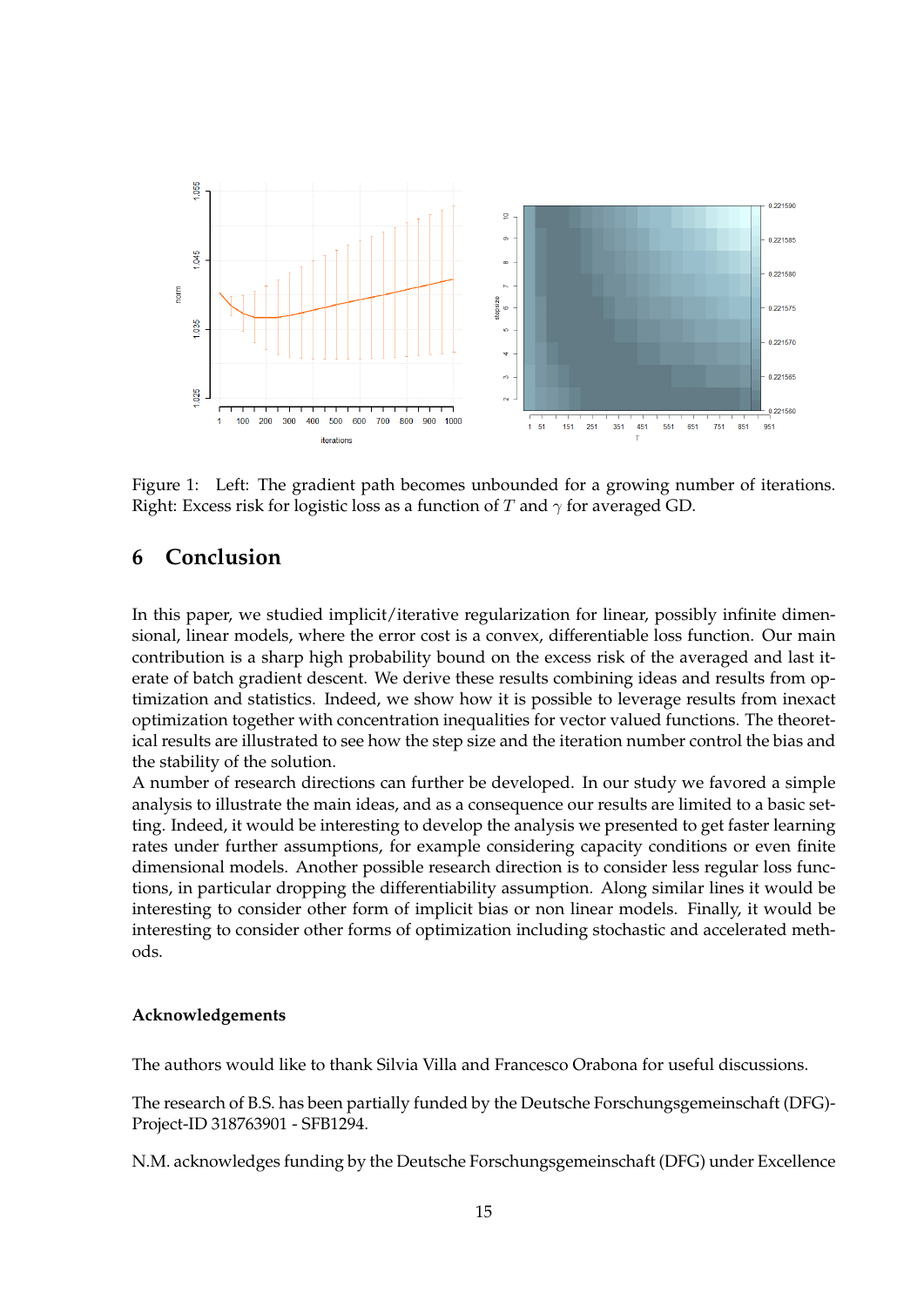Figure 1: Left: The gradient path becomes unbounded for a growing number of iterations. Right: Excess risk for logistic loss as a function of $T$ and $\gamma$ for averaged GD.

## 6 Conclusion

In this paper, we studied implicit/iterative regularization for linear, possibly infinite dimensional, linear models, where the error cost is a convex, differentiable loss function. Our main contribution is a sharp high probability bound on the excess risk of the averaged and last iterate of batch gradient descent. We derive these results combining ideas and results from optimization and statistics. Indeed, we show how it is possible to leverage results from inexact optimization together with concentration inequalities for vector valued functions. The theoretical results are illustrated to see how the step size and the iteration number control the bias and the stability of the solution.
A number of research directions can further be developed. In our study we favored a simple analysis to illustrate the main ideas, and as a consequence our results are limited to a basic setting. Indeed, it would be interesting to develop the analysis we presented to get faster learning rates under further assumptions, for example considering capacity conditions or even finite dimensional models. Another possible research direction is to consider less regular loss functions, in particular dropping the differentiability assumption. Along similar lines it would be interesting to consider other form of implicit bias or non linear models. Finally, it would be interesting to consider other forms of optimization including stochastic and accelerated methods.

#### Acknowledgements

The authors would like to thank Silvia Villa and Francesco Orabona for useful discussions.

The research of B.S. has been partially funded by the Deutsche Forschungsgemeinschaft (DFG)-Project-ID 318763901 - SFB1294.

N.M. acknowledges funding by the Deutsche Forschungsgemeinschaft (DFG) under Excellence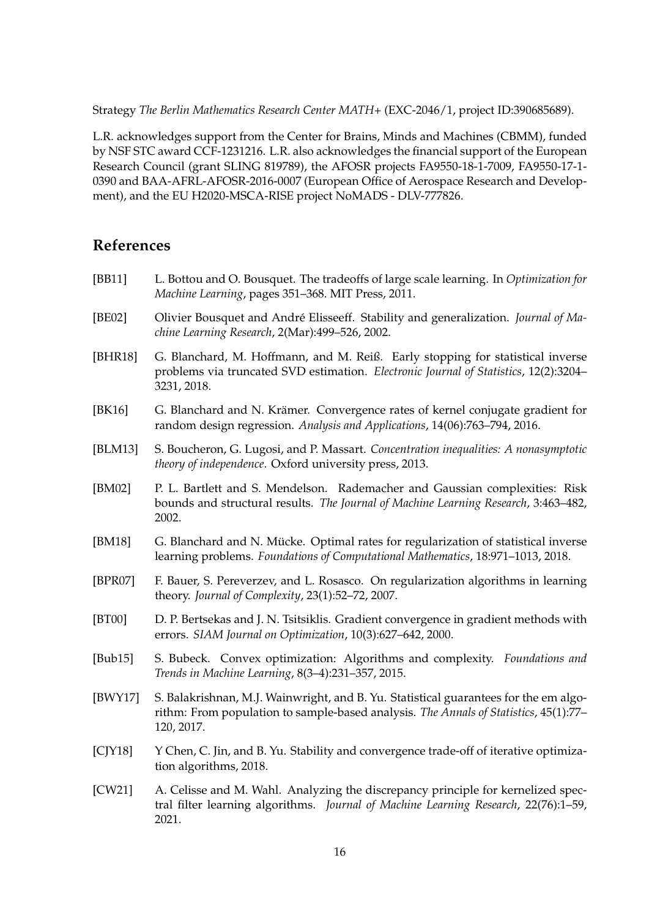Strategy *The Berlin Mathematics Research Center MATH+* (EXC-2046/1, project ID:390685689).

L.R. acknowledges support from the Center for Brains, Minds and Machines (CBMM), funded by NSF STC award CCF-1231216. L.R. also acknowledges the financial support of the European Research Council (grant SLING 819789), the AFOSR projects FA9550-18-1-7009, FA9550-17-1-0390 and BAA-AFRL-AFOSR-2016-0007 (European Office of Aerospace Research and Development), and the EU H2020-MSCA-RISE project NoMADS - DLV-777826.

## References

[BB11] L. Bottou and O. Bousquet. The tradeoffs of large scale learning. In *Optimization for Machine Learning*, pages 351–368. MIT Press, 2011.

[BE02] Olivier Bousquet and André Elisseeff. Stability and generalization. *Journal of Machine Learning Research*, 2(Mar):499–526, 2002.

[BHR18] G. Blanchard, M. Hoffmann, and M. Reiß. Early stopping for statistical inverse problems via truncated SVD estimation. *Electronic Journal of Statistics*, 12(2):3204–3231, 2018.

[BK16] G. Blanchard and N. Krämer. Convergence rates of kernel conjugate gradient for random design regression. *Analysis and Applications*, 14(06):763–794, 2016.

[BLM13] S. Boucheron, G. Lugosi, and P. Massart. *Concentration inequalities: A nonasymptotic theory of independence*. Oxford university press, 2013.

[BM02] P. L. Bartlett and S. Mendelson. Rademacher and Gaussian complexities: Risk bounds and structural results. *The Journal of Machine Learning Research*, 3:463–482, 2002.

[BM18] G. Blanchard and N. Mücke. Optimal rates for regularization of statistical inverse learning problems. *Foundations of Computational Mathematics*, 18:971–1013, 2018.

[BPR07] F. Bauer, S. Pereverzev, and L. Rosasco. On regularization algorithms in learning theory. *Journal of Complexity*, 23(1):52–72, 2007.

[BT00] D. P. Bertsekas and J. N. Tsitsiklis. Gradient convergence in gradient methods with errors. *SIAM Journal on Optimization*, 10(3):627–642, 2000.

[Bub15] S. Bubeck. Convex optimization: Algorithms and complexity. *Foundations and Trends in Machine Learning*, 8(3–4):231–357, 2015.

[BWY17] S. Balakrishnan, M.J. Wainwright, and B. Yu. Statistical guarantees for the em algorithm: From population to sample-based analysis. *The Annals of Statistics*, 45(1):77–120, 2017.

[CJY18] Y Chen, C. Jin, and B. Yu. Stability and convergence trade-off of iterative optimization algorithms, 2018.

[CW21] A. Celisse and M. Wahl. Analyzing the discrepancy principle for kernelized spectral filter learning algorithms. *Journal of Machine Learning Research*, 22(76):1–59, 2021.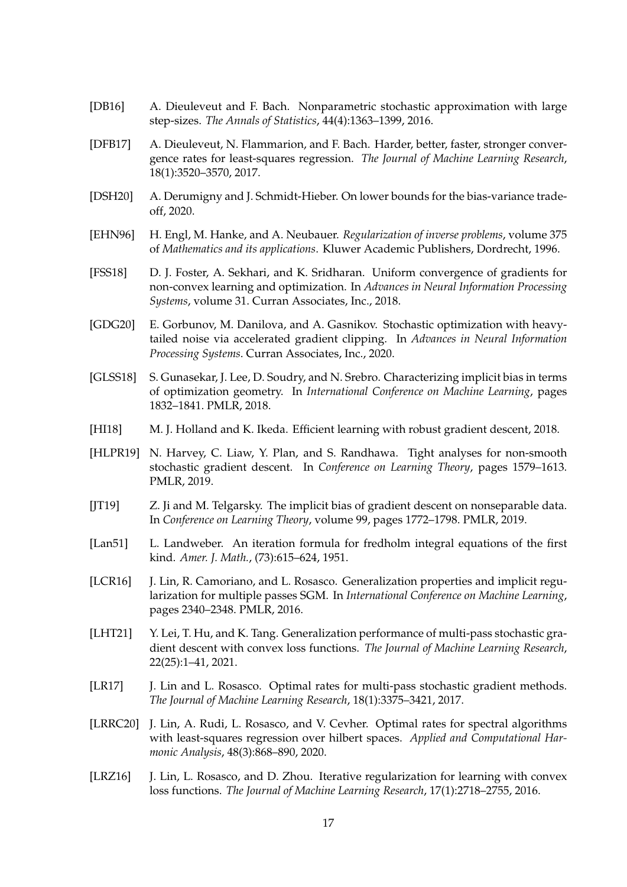[DB16] A. Dieuleveut and F. Bach. Nonparametric stochastic approximation with large step-sizes. *The Annals of Statistics*, 44(4):1363–1399, 2016.

[DFB17] A. Dieuleveut, N. Flammarion, and F. Bach. Harder, better, faster, stronger convergence rates for least-squares regression. *The Journal of Machine Learning Research*, 18(1):3520–3570, 2017.

[DSH20] A. Derumigny and J. Schmidt-Hieber. On lower bounds for the bias-variance tradeoff, 2020.

[EHN96] H. Engl, M. Hanke, and A. Neubauer. *Regularization of inverse problems*, volume 375 of *Mathematics and its applications*. Kluwer Academic Publishers, Dordrecht, 1996.

[FSS18] D. J. Foster, A. Sekhari, and K. Sridharan. Uniform convergence of gradients for non-convex learning and optimization. In *Advances in Neural Information Processing Systems*, volume 31. Curran Associates, Inc., 2018.

[GDG20] E. Gorbunov, M. Danilova, and A. Gasnikov. Stochastic optimization with heavy-tailed noise via accelerated gradient clipping. In *Advances in Neural Information Processing Systems*. Curran Associates, Inc., 2020.

[GLSS18] S. Gunasekar, J. Lee, D. Soudry, and N. Srebro. Characterizing implicit bias in terms of optimization geometry. In *International Conference on Machine Learning*, pages 1832–1841. PMLR, 2018.

[HI18] M. J. Holland and K. Ikeda. Efficient learning with robust gradient descent, 2018.

[HLPR19] N. Harvey, C. Liaw, Y. Plan, and S. Randhawa. Tight analyses for non-smooth stochastic gradient descent. In *Conference on Learning Theory*, pages 1579–1613. PMLR, 2019.

[JT19] Z. Ji and M. Telgarsky. The implicit bias of gradient descent on nonseparable data. In *Conference on Learning Theory*, volume 99, pages 1772–1798. PMLR, 2019.

[Lan51] L. Landweber. An iteration formula for fredholm integral equations of the first kind. *Amer. J. Math.*, (73):615–624, 1951.

[LCR16] J. Lin, R. Camoriano, and L. Rosasco. Generalization properties and implicit regularization for multiple passes SGM. In *International Conference on Machine Learning*, pages 2340–2348. PMLR, 2016.

[LHT21] Y. Lei, T. Hu, and K. Tang. Generalization performance of multi-pass stochastic gradient descent with convex loss functions. *The Journal of Machine Learning Research*, 22(25):1–41, 2021.

[LR17] J. Lin and L. Rosasco. Optimal rates for multi-pass stochastic gradient methods. *The Journal of Machine Learning Research*, 18(1):3375–3421, 2017.

[LRRC20] J. Lin, A. Rudi, L. Rosasco, and V. Cevher. Optimal rates for spectral algorithms with least-squares regression over hilbert spaces. *Applied and Computational Harmonic Analysis*, 48(3):868–890, 2020.

[LRZ16] J. Lin, L. Rosasco, and D. Zhou. Iterative regularization for learning with convex loss functions. *The Journal of Machine Learning Research*, 17(1):2718–2755, 2016.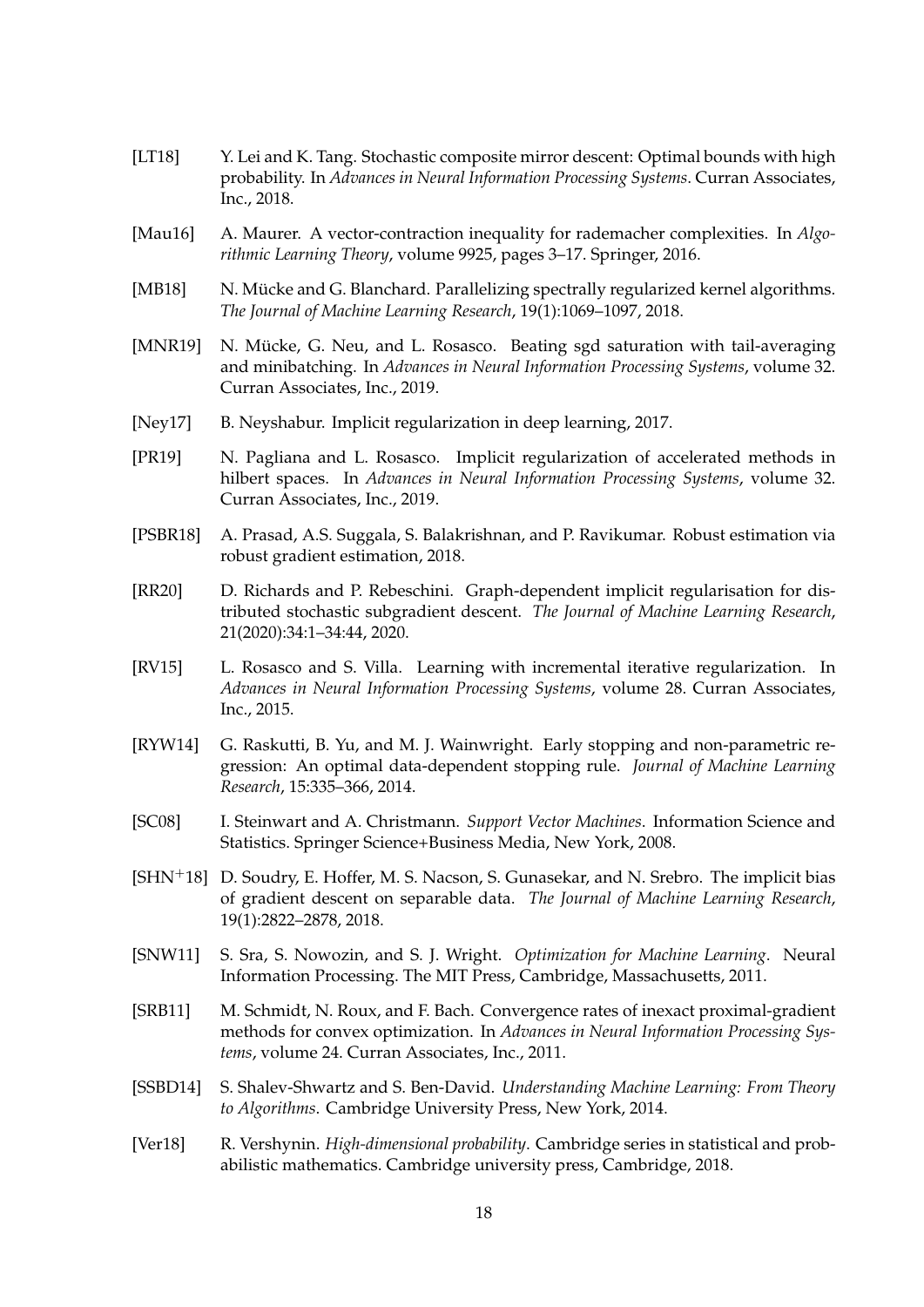[LT18] Y. Lei and K. Tang. Stochastic composite mirror descent: Optimal bounds with high probability. In *Advances in Neural Information Processing Systems*. Curran Associates, Inc., 2018.

[Mau16] A. Maurer. A vector-contraction inequality for rademacher complexities. In *Algorithmic Learning Theory*, volume 9925, pages 3–17. Springer, 2016.

[MB18] N. Mücke and G. Blanchard. Parallelizing spectrally regularized kernel algorithms. *The Journal of Machine Learning Research*, 19(1):1069–1097, 2018.

[MNR19] N. Mücke, G. Neu, and L. Rosasco. Beating sgd saturation with tail-averaging and minibatching. In *Advances in Neural Information Processing Systems*, volume 32. Curran Associates, Inc., 2019.

[Ney17] B. Neyshabur. Implicit regularization in deep learning, 2017.

[PR19] N. Pagliana and L. Rosasco. Implicit regularization of accelerated methods in hilbert spaces. In *Advances in Neural Information Processing Systems*, volume 32. Curran Associates, Inc., 2019.

[PSBR18] A. Prasad, A.S. Suggala, S. Balakrishnan, and P. Ravikumar. Robust estimation via robust gradient estimation, 2018.

[RR20] D. Richards and P. Rebeschini. Graph-dependent implicit regularisation for distributed stochastic subgradient descent. *The Journal of Machine Learning Research*, 21(2020):34:1–34:44, 2020.

[RV15] L. Rosasco and S. Villa. Learning with incremental iterative regularization. In *Advances in Neural Information Processing Systems*, volume 28. Curran Associates, Inc., 2015.

[RYW14] G. Raskutti, B. Yu, and M. J. Wainwright. Early stopping and non-parametric regression: An optimal data-dependent stopping rule. *Journal of Machine Learning Research*, 15:335–366, 2014.

[SC08] I. Steinwart and A. Christmann. *Support Vector Machines*. Information Science and Statistics. Springer Science+Business Media, New York, 2008.

[SHN+18] D. Soudry, E. Hoffer, M. S. Nacson, S. Gunasekar, and N. Srebro. The implicit bias of gradient descent on separable data. *The Journal of Machine Learning Research*, 19(1):2822–2878, 2018.

[SNW11] S. Sra, S. Nowozin, and S. J. Wright. *Optimization for Machine Learning*. Neural Information Processing. The MIT Press, Cambridge, Massachusetts, 2011.

[SRB11] M. Schmidt, N. Roux, and F. Bach. Convergence rates of inexact proximal-gradient methods for convex optimization. In *Advances in Neural Information Processing Systems*, volume 24. Curran Associates, Inc., 2011.

[SSBD14] S. Shalev-Shwartz and S. Ben-David. *Understanding Machine Learning: From Theory to Algorithms*. Cambridge University Press, New York, 2014.

[Ver18] R. Vershynin. *High-dimensional probability*. Cambridge series in statistical and probabilistic mathematics. Cambridge university press, Cambridge, 2018.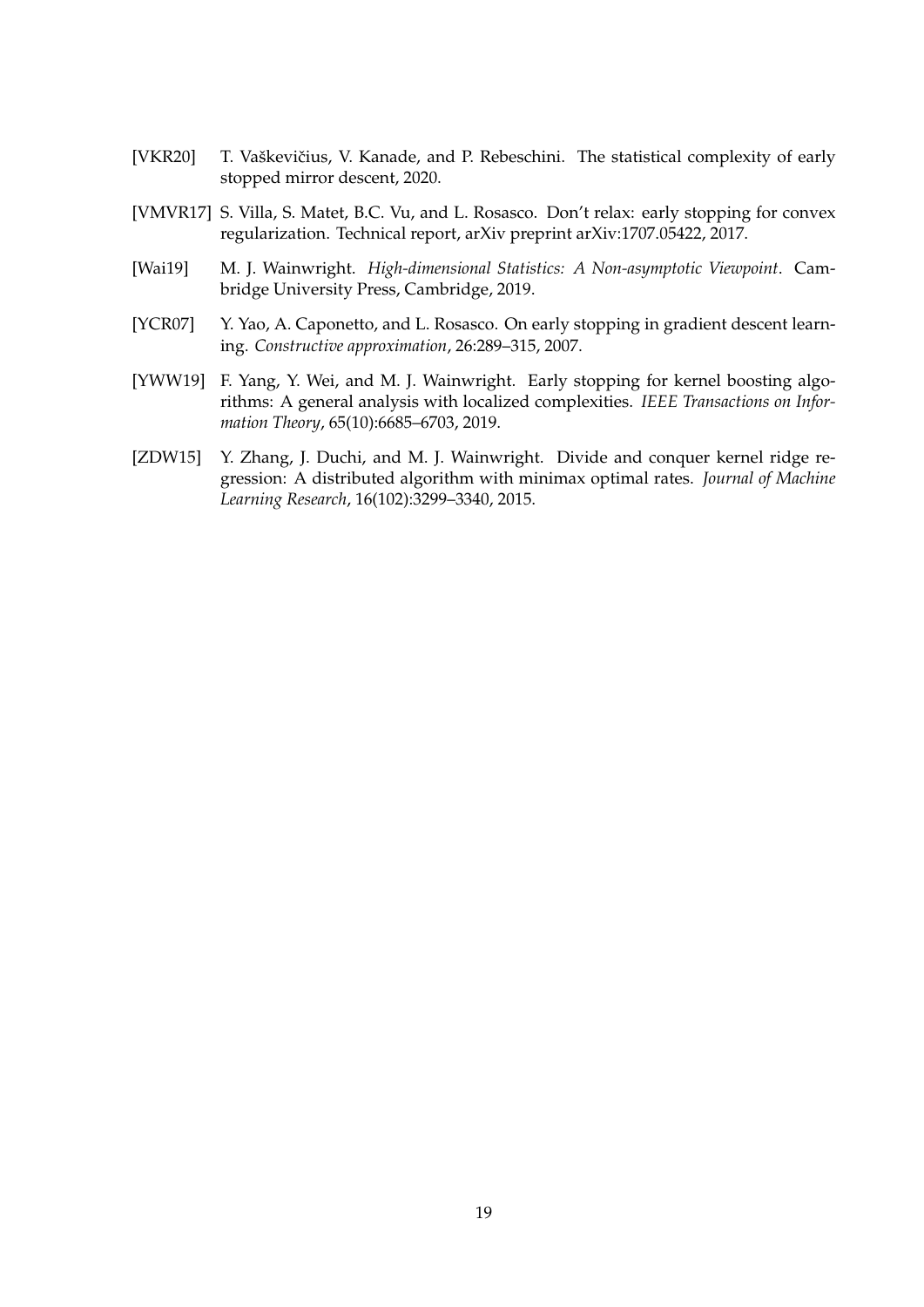[VKR20] T. Vaškevičius, V. Kanade, and P. Rebeschini. The statistical complexity of early stopped mirror descent, 2020.

[VMVR17] S. Villa, S. Matet, B.C. Vu, and L. Rosasco. Don't relax: early stopping for convex regularization. Technical report, arXiv preprint arXiv:1707.05422, 2017.

[Wai19] M. J. Wainwright. *High-dimensional Statistics: A Non-asymptotic Viewpoint*. Cambridge University Press, Cambridge, 2019.

[YCR07] Y. Yao, A. Caponetto, and L. Rosasco. On early stopping in gradient descent learning. *Constructive approximation*, 26:289–315, 2007.

[YWW19] F. Yang, Y. Wei, and M. J. Wainwright. Early stopping for kernel boosting algorithms: A general analysis with localized complexities. *IEEE Transactions on Information Theory*, 65(10):6685–6703, 2019.

[ZDW15] Y. Zhang, J. Duchi, and M. J. Wainwright. Divide and conquer kernel ridge regression: A distributed algorithm with minimax optimal rates. *Journal of Machine Learning Research*, 16(102):3299–3340, 2015.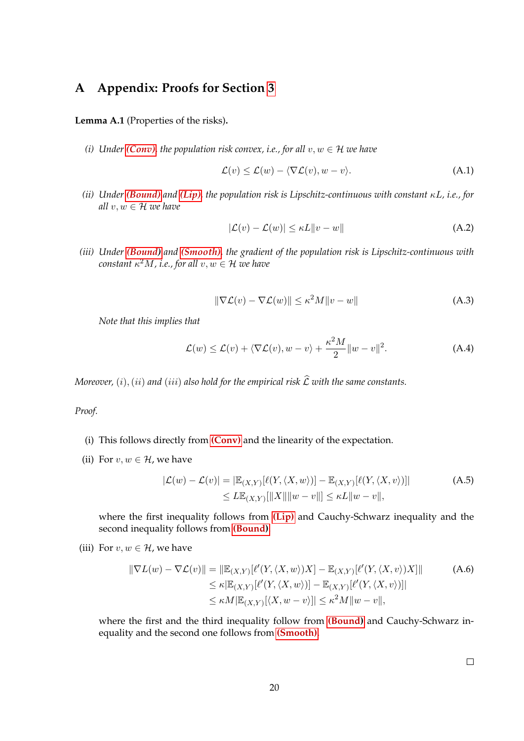# A Appendix: Proofs for Section 3

**Lemma A.1** (Properties of the risks)**.**

*(i) Under* ***(Conv)****, the population risk convex, i.e., for all $v, w \in \mathcal{H}$ we have*

$$\mathcal{L}(v) \leq \mathcal{L}(w) - \langle \nabla \mathcal{L}(v), w - v \rangle. \tag{A.1}$$

*(ii) Under* ***(Bound)*** *and* ***(Lip)****, the population risk is Lipschitz-continuous with constant $\kappa L$, i.e., for all $v, w \in \mathcal{H}$ we have*

$$|\mathcal{L}(v) - \mathcal{L}(w)| \leq \kappa L \|v - w\| \tag{A.2}$$

*(iii) Under* ***(Bound)*** *and* ***(Smooth)****, the gradient of the population risk is Lipschitz-continuous with constant $\kappa^2 M$, i.e., for all $v, w \in \mathcal{H}$ we have*

$$\|\nabla \mathcal{L}(v) - \nabla \mathcal{L}(w)\| \leq \kappa^2 M \|v - w\| \tag{A.3}$$

*Note that this implies that*

$$\mathcal{L}(w) \leq \mathcal{L}(v) + \langle \nabla \mathcal{L}(v), w - v \rangle + \frac{\kappa^2 M}{2} \|w - v\|^2. \tag{A.4}$$

*Moreover, $(i)$, $(ii)$ and $(iii)$ also hold for the empirical risk $\widehat{\mathcal{L}}$ with the same constants.*

*Proof.*

(i) This follows directly from **(Conv)** and the linearity of the expectation.

(ii) For $v, w \in \mathcal{H}$, we have

$$\begin{aligned} |\mathcal{L}(w) - \mathcal{L}(v)| &= |\mathbb{E}_{(X,Y)}[\ell(Y, \langle X, w \rangle)] - \mathbb{E}_{(X,Y)}[\ell(Y, \langle X, v \rangle)]| \\ &\leq L \mathbb{E}_{(X,Y)}[\|X\| \|w - v\|] \leq \kappa L \|w - v\|, \end{aligned} \tag{A.5}$$

where the first inequality follows from **(Lip)** and Cauchy-Schwarz inequality and the second inequality follows from **(Bound)**.

(iii) For $v, w \in \mathcal{H}$, we have

$$\begin{aligned} \|\nabla L(w) - \nabla \mathcal{L}(v)\| &= \|\mathbb{E}_{(X,Y)}[\ell'(Y, \langle X, w \rangle) X] - \mathbb{E}_{(X,Y)}[\ell'(Y, \langle X, v \rangle) X]\| \\ &\leq \kappa |\mathbb{E}_{(X,Y)}[\ell'(Y, \langle X, w \rangle)] - \mathbb{E}_{(X,Y)}[\ell'(Y, \langle X, v \rangle)]| \\ &\leq \kappa M |\mathbb{E}_{(X,Y)}[\langle X, w - v \rangle]| \leq \kappa^2 M \|w - v\|, \end{aligned} \tag{A.6}$$

where the first and the third inequality follow from **(Bound)** and Cauchy-Schwarz inequality and the second one follows from **(Smooth)**.

$\square$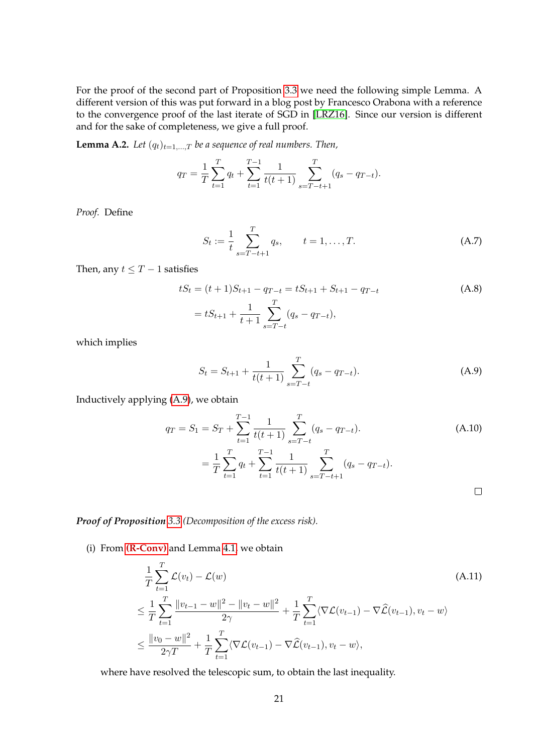For the proof of the second part of Proposition 3.3 we need the following simple Lemma. A different version of this was put forward in a blog post by Francesco Orabona with a reference to the convergence proof of the last iterate of SGD in [LRZ16]. Since our version is different and for the sake of completeness, we give a full proof.

**Lemma A.2.** *Let $(q_t)_{t=1,\dots,T}$ be a sequence of real numbers. Then,*

$$q_T = \frac{1}{T}\sum_{t=1}^{T} q_t + \sum_{t=1}^{T-1} \frac{1}{t(t+1)} \sum_{s=T-t+1}^{T} (q_s - q_{T-t}).$$

*Proof.* Define

$$S_t := \frac{1}{t}\sum_{s=T-t+1}^{T} q_s, \qquad t = 1,\dots,T. \tag{A.7}$$

Then, any $t \le T-1$ satisfies

$$\begin{aligned} tS_t &= (t+1)S_{t+1} - q_{T-t} = tS_{t+1} + S_{t+1} - q_{T-t} \\ &= tS_{t+1} + \frac{1}{t+1}\sum_{s=T-t}^{T}(q_s - q_{T-t}), \end{aligned} \tag{A.8}$$

which implies

$$S_t = S_{t+1} + \frac{1}{t(t+1)}\sum_{s=T-t}^{T}(q_s - q_{T-t}). \tag{A.9}$$

Inductively applying (A.9), we obtain

$$\begin{aligned} q_T = S_1 &= S_T + \sum_{t=1}^{T-1}\frac{1}{t(t+1)}\sum_{s=T-t}^{T}(q_s - q_{T-t}). \\ &= \frac{1}{T}\sum_{t=1}^{T} q_t + \sum_{t=1}^{T-1}\frac{1}{t(t+1)}\sum_{s=T-t+1}^{T}(q_s - q_{T-t}). \end{aligned} \tag{A.10}$$

□

***Proof of Proposition 3.3*** *(Decomposition of the excess risk).*

(i) From **(R-Conv)** and Lemma 4.1, we obtain

$$\begin{aligned} &\frac{1}{T}\sum_{t=1}^{T}\mathcal{L}(v_t) - \mathcal{L}(w) \\ &\le \frac{1}{T}\sum_{t=1}^{T}\frac{\|v_{t-1}-w\|^2 - \|v_t - w\|^2}{2\gamma} + \frac{1}{T}\sum_{t=1}^{T}\langle \nabla\mathcal{L}(v_{t-1}) - \nabla\widehat{\mathcal{L}}(v_{t-1}), v_t - w\rangle \\ &\le \frac{\|v_0 - w\|^2}{2\gamma T} + \frac{1}{T}\sum_{t=1}^{T}\langle \nabla\mathcal{L}(v_{t-1}) - \nabla\widehat{\mathcal{L}}(v_{t-1}), v_t - w\rangle, \end{aligned} \tag{A.11}$$

where have resolved the telescopic sum, to obtain the last inequality.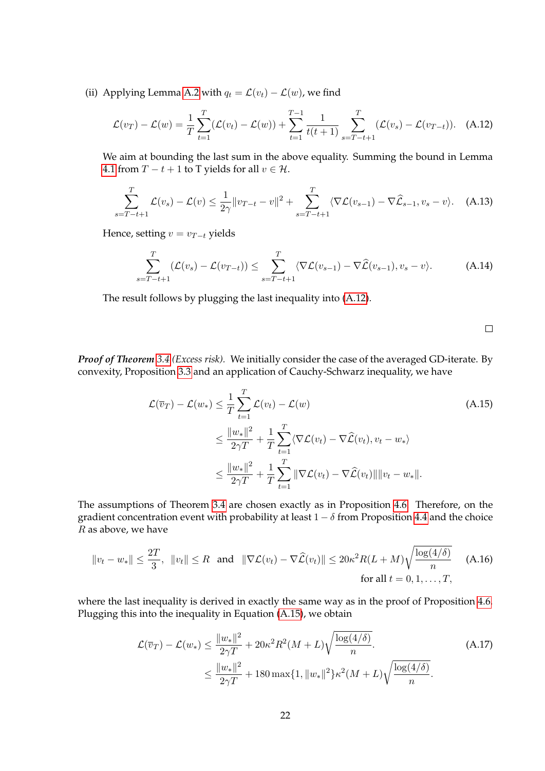(ii) Applying Lemma A.2 with $q_t = \mathcal{L}(v_t) - \mathcal{L}(w)$, we find

$$\mathcal{L}(v_T) - \mathcal{L}(w) = \frac{1}{T}\sum_{t=1}^{T}(\mathcal{L}(v_t) - \mathcal{L}(w)) + \sum_{t=1}^{T-1}\frac{1}{t(t+1)}\sum_{s=T-t+1}^{T}(\mathcal{L}(v_s) - \mathcal{L}(v_{T-t})). \tag{A.12}$$

We aim at bounding the last sum in the above equality. Summing the bound in Lemma 4.1 from $T-t+1$ to T yields for all $v \in \mathcal{H}$.

$$\sum_{s=T-t+1}^{T}\mathcal{L}(v_s) - \mathcal{L}(v) \leq \frac{1}{2\gamma}\|v_{T-t} - v\|^2 + \sum_{s=T-t+1}^{T}\langle \nabla\mathcal{L}(v_{s-1}) - \nabla\widehat{\mathcal{L}}_{s-1}, v_s - v\rangle. \tag{A.13}$$

Hence, setting $v = v_{T-t}$ yields

$$\sum_{s=T-t+1}^{T}(\mathcal{L}(v_s) - \mathcal{L}(v_{T-t})) \leq \sum_{s=T-t+1}^{T}\langle \nabla\mathcal{L}(v_{s-1}) - \nabla\widehat{\mathcal{L}}(v_{s-1}), v_s - v\rangle. \tag{A.14}$$

The result follows by plugging the last inequality into (A.12).

□

***Proof of Theorem* 3.4** *(Excess risk).* We initially consider the case of the averaged GD-iterate. By convexity, Proposition 3.3 and an application of Cauchy-Schwarz inequality, we have

$$\begin{aligned}
\mathcal{L}(\overline{v}_T) - \mathcal{L}(w_*) &\leq \frac{1}{T}\sum_{t=1}^{T}\mathcal{L}(v_t) - \mathcal{L}(w) \\
&\leq \frac{\|w_*\|^2}{2\gamma T} + \frac{1}{T}\sum_{t=1}^{T}\langle \nabla\mathcal{L}(v_t) - \nabla\widehat{\mathcal{L}}(v_t), v_t - w_*\rangle \\
&\leq \frac{\|w_*\|^2}{2\gamma T} + \frac{1}{T}\sum_{t=1}^{T}\|\nabla\mathcal{L}(v_t) - \nabla\widehat{\mathcal{L}}(v_t)\|\|v_t - w_*\|.
\end{aligned} \tag{A.15}$$

The assumptions of Theorem 3.4 are chosen exactly as in Proposition 4.6. Therefore, on the gradient concentration event with probability at least $1-\delta$ from Proposition 4.4 and the choice $R$ as above, we have

$$\|v_t - w_*\| \leq \frac{2T}{3}, \quad \|v_t\| \leq R \quad \text{and} \quad \|\nabla\mathcal{L}(v_t) - \nabla\widehat{\mathcal{L}}(v_t)\| \leq 20\kappa^2 R(L+M)\sqrt{\frac{\log(4/\delta)}{n}} \quad \text{for all } t = 0, 1, \ldots, T, \tag{A.16}$$

where the last inequality is derived in exactly the same way as in the proof of Proposition 4.6. Plugging this into the inequality in Equation (A.15), we obtain

$$\begin{aligned}
\mathcal{L}(\overline{v}_T) - \mathcal{L}(w_*) &\leq \frac{\|w_*\|^2}{2\gamma T} + 20\kappa^2 R^2(M+L)\sqrt{\frac{\log(4/\delta)}{n}}. \\
&\leq \frac{\|w_*\|^2}{2\gamma T} + 180\max\{1, \|w_*\|^2\}\kappa^2(M+L)\sqrt{\frac{\log(4/\delta)}{n}}.
\end{aligned} \tag{A.17}$$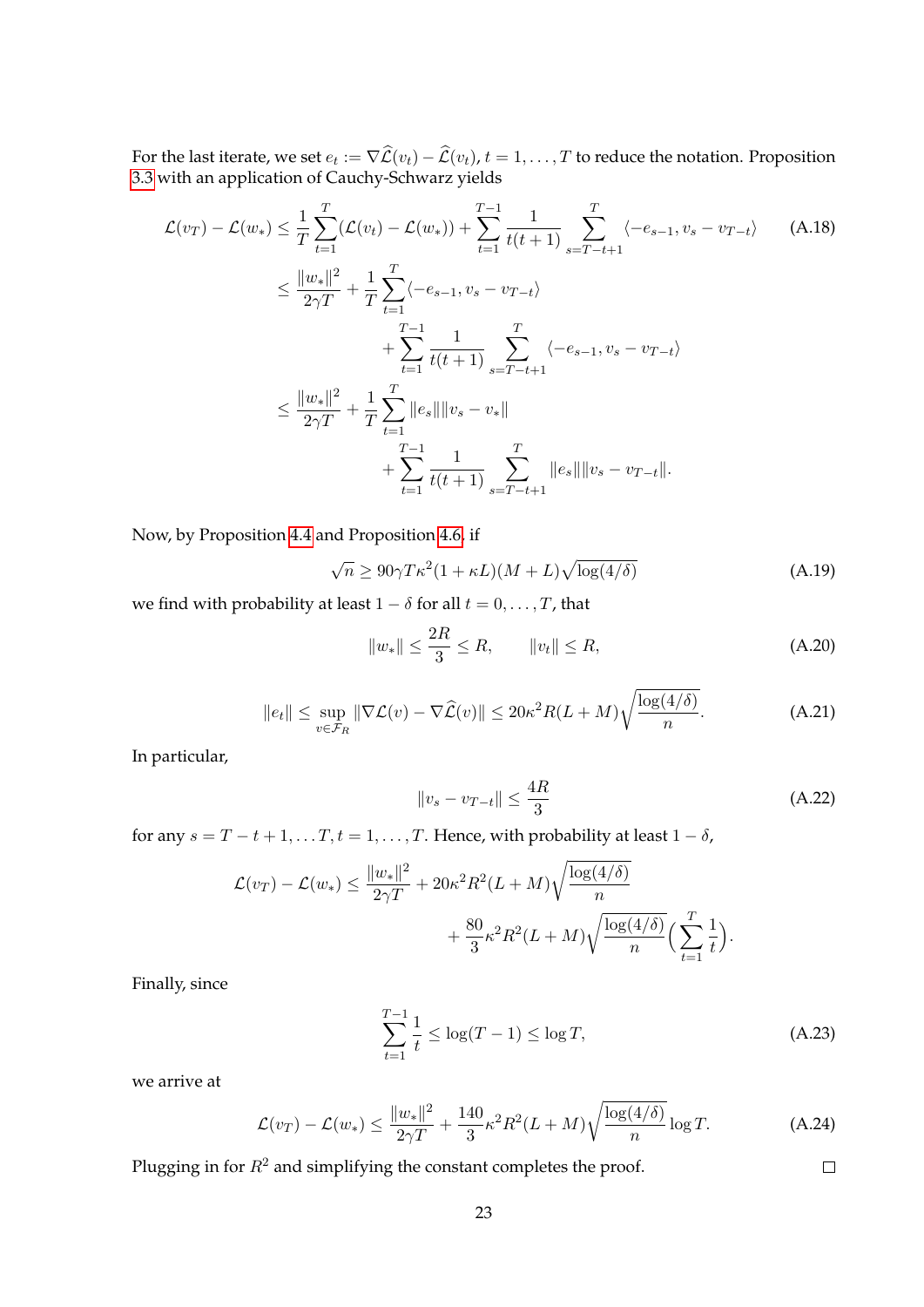For the last iterate, we set $e_t := \nabla\widehat{\mathcal{L}}(v_t) - \widehat{\mathcal{L}}(v_t)$, $t = 1, \dots, T$ to reduce the notation. Proposition 3.3 with an application of Cauchy-Schwarz yields

$$
\begin{aligned}
\mathcal{L}(v_T) - \mathcal{L}(w_*) &\le \frac{1}{T}\sum_{t=1}^{T}(\mathcal{L}(v_t) - \mathcal{L}(w_*)) + \sum_{t=1}^{T-1}\frac{1}{t(t+1)}\sum_{s=T-t+1}^{T}\langle -e_{s-1}, v_s - v_{T-t}\rangle && \text{(A.18)}\\
&\le \frac{\|w_*\|^2}{2\gamma T} + \frac{1}{T}\sum_{t=1}^{T}\langle -e_{s-1}, v_s - v_{T-t}\rangle \\
&\qquad + \sum_{t=1}^{T-1}\frac{1}{t(t+1)}\sum_{s=T-t+1}^{T}\langle -e_{s-1}, v_s - v_{T-t}\rangle \\
&\le \frac{\|w_*\|^2}{2\gamma T} + \frac{1}{T}\sum_{t=1}^{T}\|e_s\|\|v_s - v_*\| \\
&\qquad + \sum_{t=1}^{T-1}\frac{1}{t(t+1)}\sum_{s=T-t+1}^{T}\|e_s\|\|v_s - v_{T-t}\|.
\end{aligned}
$$

Now, by Proposition 4.4 and Proposition 4.6, if

$$
\sqrt{n} \ge 90\gamma T\kappa^2(1+\kappa L)(M+L)\sqrt{\log(4/\delta)} \tag{A.19}
$$

we find with probability at least $1-\delta$ for all $t = 0, \dots, T$, that

$$
\|w_*\| \le \frac{2R}{3} \le R, \qquad \|v_t\| \le R, \tag{A.20}
$$

$$
\|e_t\| \le \sup_{v\in\mathcal{F}_R}\|\nabla\mathcal{L}(v) - \nabla\widehat{\mathcal{L}}(v)\| \le 20\kappa^2 R(L+M)\sqrt{\frac{\log(4/\delta)}{n}}. \tag{A.21}
$$

In particular,

$$
\|v_s - v_{T-t}\| \le \frac{4R}{3} \tag{A.22}
$$

for any $s = T-t+1, \dots T, t = 1, \dots, T$. Hence, with probability at least $1-\delta$,

$$
\begin{aligned}
\mathcal{L}(v_T) - \mathcal{L}(w_*) &\le \frac{\|w_*\|^2}{2\gamma T} + 20\kappa^2 R^2(L+M)\sqrt{\frac{\log(4/\delta)}{n}} \\
&\qquad + \frac{80}{3}\kappa^2 R^2(L+M)\sqrt{\frac{\log(4/\delta)}{n}}\Big(\sum_{t=1}^{T}\frac{1}{t}\Big).
\end{aligned}
$$

Finally, since

$$
\sum_{t=1}^{T-1}\frac{1}{t} \le \log(T-1) \le \log T, \tag{A.23}
$$

we arrive at

$$
\mathcal{L}(v_T) - \mathcal{L}(w_*) \le \frac{\|w_*\|^2}{2\gamma T} + \frac{140}{3}\kappa^2 R^2(L+M)\sqrt{\frac{\log(4/\delta)}{n}}\log T. \tag{A.24}
$$

Plugging in for $R^2$ and simplifying the constant completes the proof. ◻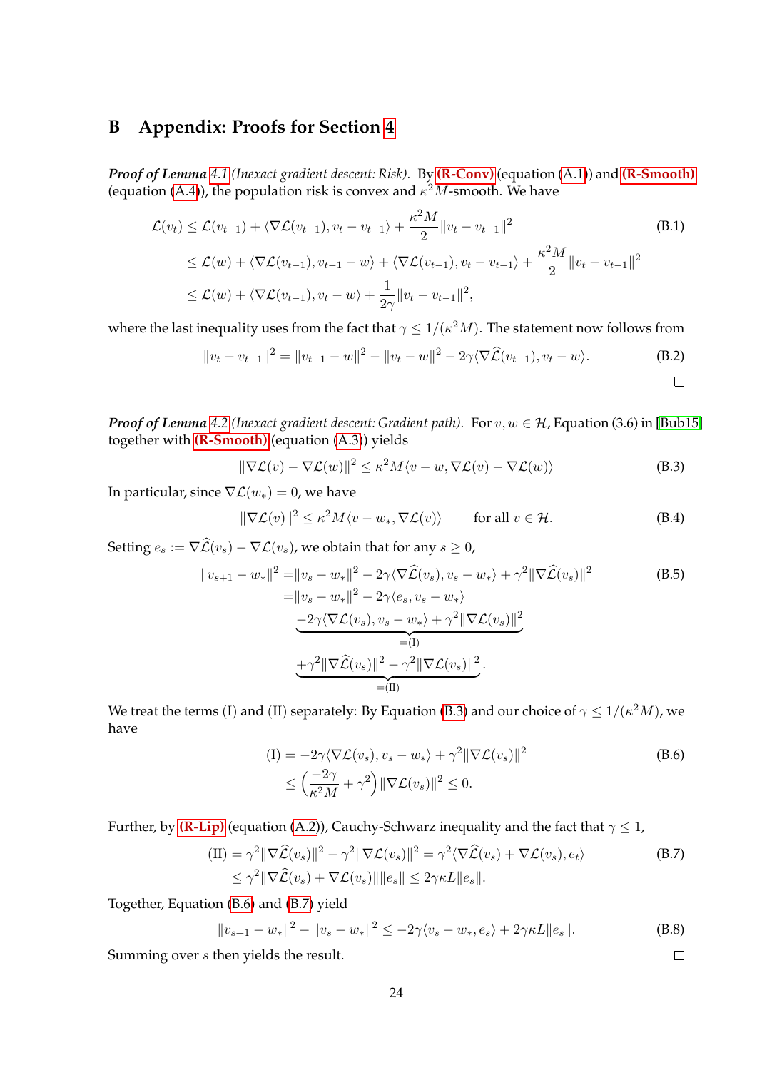# B Appendix: Proofs for Section 4

***Proof of Lemma* 4.1** *(Inexact gradient descent: Risk).* By **(R-Conv)** (equation (A.1)) and **(R-Smooth)** (equation (A.4)), the population risk is convex and $\kappa^2 M$-smooth. We have

$$
\begin{aligned}
\mathcal{L}(v_t) &\leq \mathcal{L}(v_{t-1}) + \langle \nabla \mathcal{L}(v_{t-1}), v_t - v_{t-1} \rangle + \frac{\kappa^2 M}{2} \|v_t - v_{t-1}\|^2 \\
&\leq \mathcal{L}(w) + \langle \nabla \mathcal{L}(v_{t-1}), v_{t-1} - w \rangle + \langle \nabla \mathcal{L}(v_{t-1}), v_t - v_{t-1} \rangle + \frac{\kappa^2 M}{2} \|v_t - v_{t-1}\|^2 \\
&\leq \mathcal{L}(w) + \langle \nabla \mathcal{L}(v_{t-1}), v_t - w \rangle + \frac{1}{2\gamma} \|v_t - v_{t-1}\|^2,
\end{aligned}
\tag{B.1}
$$

where the last inequality uses from the fact that $\gamma \leq 1/(\kappa^2 M)$. The statement now follows from

$$
\|v_t - v_{t-1}\|^2 = \|v_{t-1} - w\|^2 - \|v_t - w\|^2 - 2\gamma \langle \nabla \widehat{\mathcal{L}}(v_{t-1}), v_t - w \rangle. \tag{B.2}
$$

□

***Proof of Lemma* 4.2** *(Inexact gradient descent: Gradient path).* For $v, w \in \mathcal{H}$, Equation (3.6) in [Bub15] together with **(R-Smooth)** (equation (A.3)) yields

$$
\|\nabla \mathcal{L}(v) - \nabla \mathcal{L}(w)\|^2 \leq \kappa^2 M \langle v - w, \nabla \mathcal{L}(v) - \nabla \mathcal{L}(w) \rangle \tag{B.3}
$$

In particular, since $\nabla \mathcal{L}(w_*) = 0$, we have

$$
\|\nabla \mathcal{L}(v)\|^2 \leq \kappa^2 M \langle v - w_*, \nabla \mathcal{L}(v) \rangle \qquad \text{for all } v \in \mathcal{H}. \tag{B.4}
$$

Setting $e_s := \nabla \widehat{\mathcal{L}}(v_s) - \nabla \mathcal{L}(v_s)$, we obtain that for any $s \geq 0$,

$$
\begin{aligned}
\|v_{s+1} - w_*\|^2 =& \|v_s - w_*\|^2 - 2\gamma \langle \nabla \widehat{\mathcal{L}}(v_s), v_s - w_* \rangle + \gamma^2 \|\nabla \widehat{\mathcal{L}}(v_s)\|^2 \\
=& \|v_s - w_*\|^2 - 2\gamma \langle e_s, v_s - w_* \rangle \\
& \underbrace{-2\gamma \langle \nabla \mathcal{L}(v_s), v_s - w_* \rangle + \gamma^2 \|\nabla \mathcal{L}(v_s)\|^2}_{=\text{(I)}} \\
& \underbrace{+\gamma^2 \|\nabla \widehat{\mathcal{L}}(v_s)\|^2 - \gamma^2 \|\nabla \mathcal{L}(v_s)\|^2}_{=\text{(II)}}.
\end{aligned}
\tag{B.5}
$$

We treat the terms (I) and (II) separately: By Equation (B.3) and our choice of $\gamma \leq 1/(\kappa^2 M)$, we have

$$
\begin{aligned}
\text{(I)} &= -2\gamma \langle \nabla \mathcal{L}(v_s), v_s - w_* \rangle + \gamma^2 \|\nabla \mathcal{L}(v_s)\|^2 \\
&\leq \Big( \frac{-2\gamma}{\kappa^2 M} + \gamma^2 \Big) \|\nabla \mathcal{L}(v_s)\|^2 \leq 0.
\end{aligned}
\tag{B.6}
$$

Further, by **(R-Lip)** (equation (A.2)), Cauchy-Schwarz inequality and the fact that $\gamma \leq 1$,

$$
\begin{aligned}
\text{(II)} &= \gamma^2 \|\nabla \widehat{\mathcal{L}}(v_s)\|^2 - \gamma^2 \|\nabla \mathcal{L}(v_s)\|^2 = \gamma^2 \langle \nabla \widehat{\mathcal{L}}(v_s) + \nabla \mathcal{L}(v_s), e_t \rangle \\
&\leq \gamma^2 \|\nabla \widehat{\mathcal{L}}(v_s) + \nabla \mathcal{L}(v_s)\| \|e_s\| \leq 2\gamma \kappa L \|e_s\|.
\end{aligned}
\tag{B.7}
$$

Together, Equation (B.6) and (B.7) yield

$$
\|v_{s+1} - w_*\|^2 - \|v_s - w_*\|^2 \leq -2\gamma \langle v_s - w_*, e_s \rangle + 2\gamma \kappa L \|e_s\|. \tag{B.8}
$$

Summing over $s$ then yields the result.

□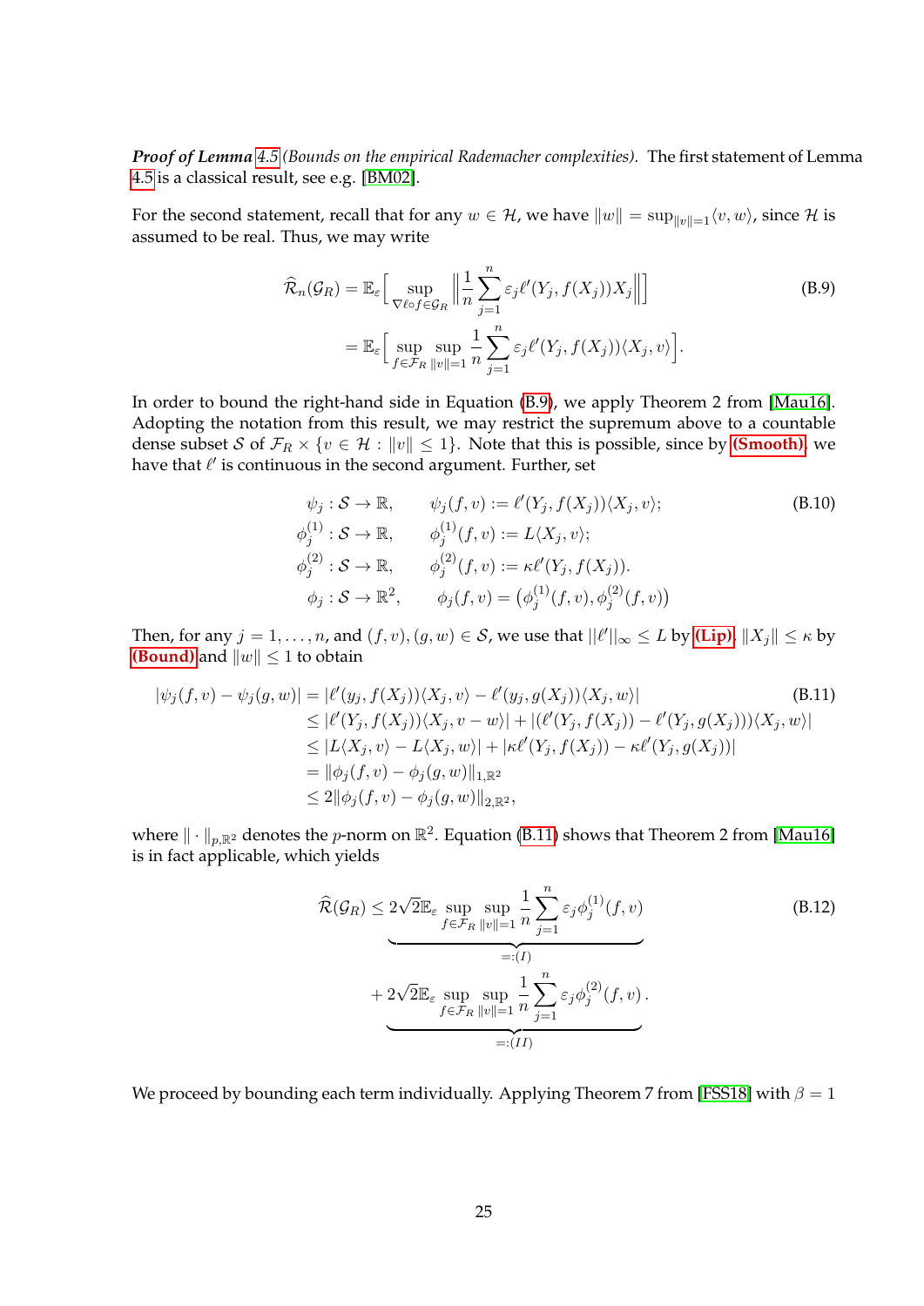***Proof of Lemma 4.5*** *(Bounds on the empirical Rademacher complexities).* The first statement of Lemma 4.5 is a classical result, see e.g. [BM02].

For the second statement, recall that for any $w \in \mathcal{H}$, we have $\|w\| = \sup_{\|v\|=1}\langle v, w\rangle$, since $\mathcal{H}$ is assumed to be real. Thus, we may write

$$
\begin{aligned}
\widehat{\mathcal{R}}_n(\mathcal{G}_R) &= \mathbb{E}_\varepsilon\Big[\sup_{\nabla \ell\circ f\in\mathcal{G}_R}\Big\|\frac{1}{n}\sum_{j=1}^n \varepsilon_j \ell'(Y_j, f(X_j))X_j\Big\|\Big] \\
&= \mathbb{E}_\varepsilon\Big[\sup_{f\in\mathcal{F}_R}\sup_{\|v\|=1}\frac{1}{n}\sum_{j=1}^n \varepsilon_j \ell'(Y_j, f(X_j))\langle X_j, v\rangle\Big].
\end{aligned}
\tag{B.9}
$$

In order to bound the right-hand side in Equation (B.9), we apply Theorem 2 from [Mau16]. Adopting the notation from this result, we may restrict the supremum above to a countable dense subset $\mathcal{S}$ of $\mathcal{F}_R \times \{v \in \mathcal{H} : \|v\| \leq 1\}$. Note that this is possible, since by **(Smooth)**, we have that $\ell'$ is continuous in the second argument. Further, set

$$
\begin{aligned}
\psi_j &: \mathcal{S}\to\mathbb{R}, && \psi_j(f,v) := \ell'(Y_j, f(X_j))\langle X_j, v\rangle; \\
\phi_j^{(1)} &: \mathcal{S}\to\mathbb{R}, && \phi_j^{(1)}(f,v) := L\langle X_j, v\rangle; \\
\phi_j^{(2)} &: \mathcal{S}\to\mathbb{R}, && \phi_j^{(2)}(f,v) := \kappa\ell'(Y_j, f(X_j)). \\
\phi_j &: \mathcal{S}\to\mathbb{R}^2, && \phi_j(f,v) = \big(\phi_j^{(1)}(f,v), \phi_j^{(2)}(f,v)\big)
\end{aligned}
\tag{B.10}
$$

Then, for any $j = 1, \dots, n$, and $(f, v), (g, w) \in \mathcal{S}$, we use that $\|\ell'\|_\infty \leq L$ by **(Lip)**, $\|X_j\| \leq \kappa$ by **(Bound)** and $\|w\| \leq 1$ to obtain

$$
\begin{aligned}
|\psi_j(f,v) - \psi_j(g,w)| &= |\ell'(y_j, f(X_j))\langle X_j, v\rangle - \ell'(y_j, g(X_j))\langle X_j, w\rangle| \\
&\leq |\ell'(Y_j, f(X_j))\langle X_j, v - w\rangle| + |(\ell'(Y_j, f(X_j)) - \ell'(Y_j, g(X_j)))\langle X_j, w\rangle| \\
&\leq |L\langle X_j, v\rangle - L\langle X_j, w\rangle| + |\kappa\ell'(Y_j, f(X_j)) - \kappa\ell'(Y_j, g(X_j))| \\
&= \|\phi_j(f,v) - \phi_j(g,w)\|_{1,\mathbb{R}^2} \\
&\leq 2\|\phi_j(f,v) - \phi_j(g,w)\|_{2,\mathbb{R}^2},
\end{aligned}
\tag{B.11}
$$

where $\|\cdot\|_{p,\mathbb{R}^2}$ denotes the $p$-norm on $\mathbb{R}^2$. Equation (B.11) shows that Theorem 2 from [Mau16] is in fact applicable, which yields

$$
\begin{aligned}
\widehat{\mathcal{R}}(\mathcal{G}_R) \leq\ & \underbrace{2\sqrt{2}\mathbb{E}_\varepsilon \sup_{f\in\mathcal{F}_R}\sup_{\|v\|=1}\frac{1}{n}\sum_{j=1}^n \varepsilon_j\phi_j^{(1)}(f,v)}_{=:(I)} \\
&+ \underbrace{2\sqrt{2}\mathbb{E}_\varepsilon \sup_{f\in\mathcal{F}_R}\sup_{\|v\|=1}\frac{1}{n}\sum_{j=1}^n \varepsilon_j\phi_j^{(2)}(f,v)}_{=:(II)}.
\end{aligned}
\tag{B.12}
$$

We proceed by bounding each term individually. Applying Theorem 7 from [FSS18] with $\beta = 1$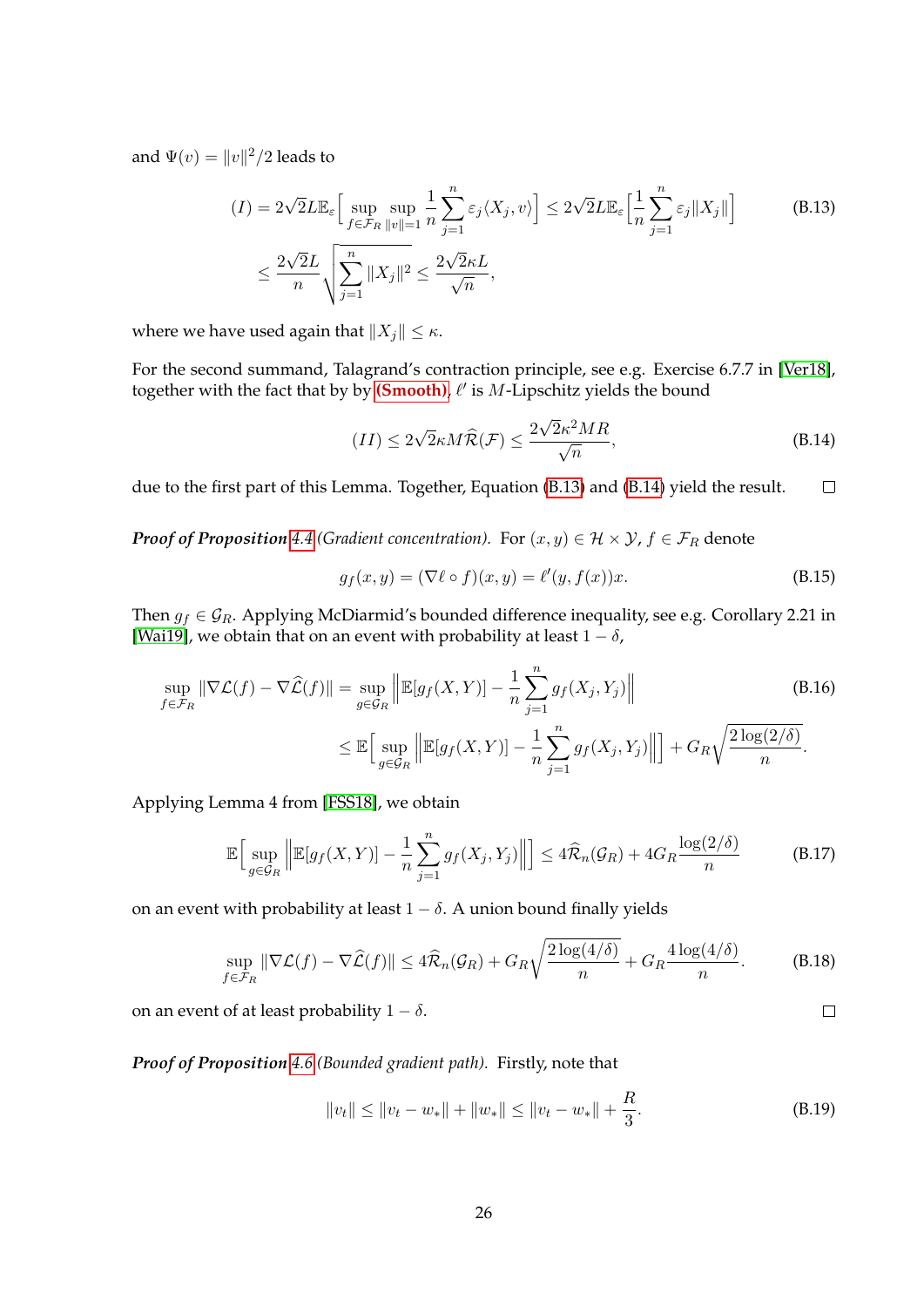and $\Psi(v) = \|v\|^2/2$ leads to

$$(I) = 2\sqrt{2}L\mathbb{E}_\varepsilon\Big[\sup_{f\in\mathcal{F}_R}\sup_{\|v\|=1}\frac{1}{n}\sum_{j=1}^n \varepsilon_j\langle X_j, v\rangle\Big] \le 2\sqrt{2}L\mathbb{E}_\varepsilon\Big[\Big\|\frac{1}{n}\sum_{j=1}^n \varepsilon_j\|X_j\|\Big\|\Big] \le \frac{2\sqrt{2}L}{n}\sqrt{\sum_{j=1}^n\|X_j\|^2} \le \frac{2\sqrt{2}\kappa L}{\sqrt{n}}, \tag{B.13}$$

where we have used again that $\|X_j\| \le \kappa$.

For the second summand, Talagrand's contraction principle, see e.g. Exercise 6.7.7 in [Ver18], together with the fact that by by **(Smooth)**, $\ell'$ is $M$-Lipschitz yields the bound

$$(II) \le 2\sqrt{2}\kappa M\widehat{\mathcal{R}}(\mathcal{F}) \le \frac{2\sqrt{2}\kappa^2 MR}{\sqrt{n}}, \tag{B.14}$$

due to the first part of this Lemma. Together, Equation (B.13) and (B.14) yield the result. □

***Proof of Proposition** 4.4 (Gradient concentration).* For $(x,y)\in\mathcal{H}\times\mathcal{Y}$, $f\in\mathcal{F}_R$ denote

$$g_f(x,y) = (\nabla\ell\circ f)(x,y) = \ell'(y, f(x))x. \tag{B.15}$$

Then $g_f\in\mathcal{G}_R$. Applying McDiarmid's bounded difference inequality, see e.g. Corollary 2.21 in [Wai19], we obtain that on an event with probability at least $1-\delta$,

$$\begin{aligned}\sup_{f\in\mathcal{F}_R}\|\nabla\mathcal{L}(f) - \nabla\widehat{\mathcal{L}}(f)\| &= \sup_{g\in\mathcal{G}_R}\Big\|\mathbb{E}[g_f(X,Y)] - \frac{1}{n}\sum_{j=1}^n g_f(X_j,Y_j)\Big\| \\ &\le \mathbb{E}\Big[\sup_{g\in\mathcal{G}_R}\Big\|\mathbb{E}[g_f(X,Y)] - \frac{1}{n}\sum_{j=1}^n g_f(X_j,Y_j)\Big\|\Big] + G_R\sqrt{\frac{2\log(2/\delta)}{n}}.\end{aligned} \tag{B.16}$$

Applying Lemma 4 from [FSS18], we obtain

$$\mathbb{E}\Big[\sup_{g\in\mathcal{G}_R}\Big\|\mathbb{E}[g_f(X,Y)] - \frac{1}{n}\sum_{j=1}^n g_f(X_j,Y_j)\Big\|\Big] \le 4\widehat{\mathcal{R}}_n(\mathcal{G}_R) + 4G_R\frac{\log(2/\delta)}{n} \tag{B.17}$$

on an event with probability at least $1-\delta$. A union bound finally yields

$$\sup_{f\in\mathcal{F}_R}\|\nabla\mathcal{L}(f) - \nabla\widehat{\mathcal{L}}(f)\| \le 4\widehat{\mathcal{R}}_n(\mathcal{G}_R) + G_R\sqrt{\frac{2\log(4/\delta)}{n}} + G_R\frac{4\log(4/\delta)}{n}. \tag{B.18}$$

on an event of at least probability $1-\delta$. □

***Proof of Proposition** 4.6 (Bounded gradient path).* Firstly, note that

$$\|v_t\| \le \|v_t - w_*\| + \|w_*\| \le \|v_t - w_*\| + \frac{R}{3}. \tag{B.19}$$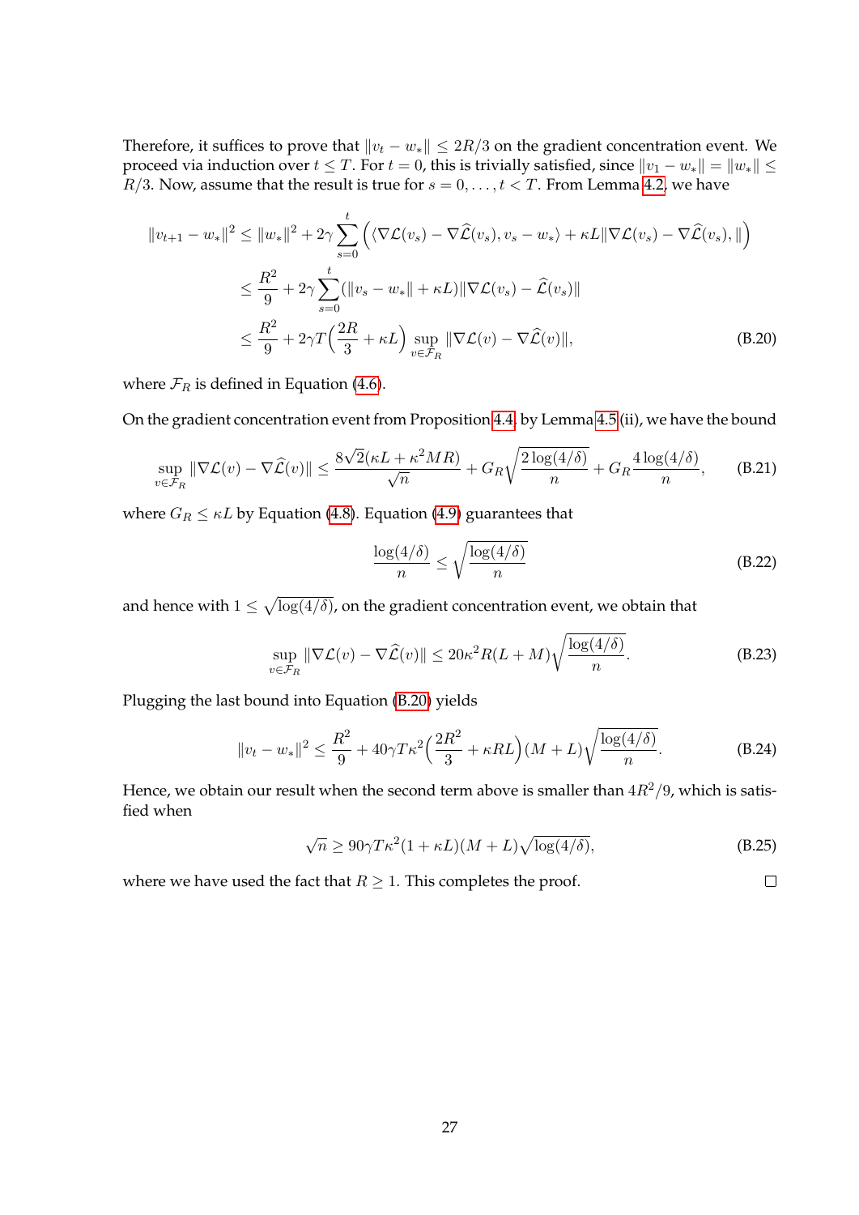Therefore, it suffices to prove that $\|v_t - w_*\| \leq 2R/3$ on the gradient concentration event. We proceed via induction over $t \leq T$. For $t = 0$, this is trivially satisfied, since $\|v_1 - w_*\| = \|w_*\| \leq R/3$. Now, assume that the result is true for $s = 0, \ldots, t < T$. From Lemma 4.2, we have

$$
\begin{aligned}
\|v_{t+1} - w_*\|^2 &\leq \|w_*\|^2 + 2\gamma \sum_{s=0}^{t} \Big( \langle \nabla \mathcal{L}(v_s) - \nabla \widehat{\mathcal{L}}(v_s), v_s - w_* \rangle + \kappa L \|\nabla \mathcal{L}(v_s) - \nabla \widehat{\mathcal{L}}(v_s), \| \Big) \\
&\leq \frac{R^2}{9} + 2\gamma \sum_{s=0}^{t} (\|v_s - w_*\| + \kappa L) \|\nabla \mathcal{L}(v_s) - \widehat{\mathcal{L}}(v_s)\| \\
&\leq \frac{R^2}{9} + 2\gamma T \Big( \frac{2R}{3} + \kappa L \Big) \sup_{v \in \mathcal{F}_R} \|\nabla \mathcal{L}(v) - \nabla \widehat{\mathcal{L}}(v)\|,
\end{aligned}
\tag{B.20}
$$

where $\mathcal{F}_R$ is defined in Equation (4.6).

On the gradient concentration event from Proposition 4.4, by Lemma 4.5 (ii), we have the bound

$$
\sup_{v \in \mathcal{F}_R} \|\nabla \mathcal{L}(v) - \nabla \widehat{\mathcal{L}}(v)\| \leq \frac{8\sqrt{2}(\kappa L + \kappa^2 M R)}{\sqrt{n}} + G_R \sqrt{\frac{2\log(4/\delta)}{n}} + G_R \frac{4\log(4/\delta)}{n}, \tag{B.21}
$$

where $G_R \leq \kappa L$ by Equation (4.8). Equation (4.9) guarantees that

$$
\frac{\log(4/\delta)}{n} \leq \sqrt{\frac{\log(4/\delta)}{n}} \tag{B.22}
$$

and hence with $1 \leq \sqrt{\log(4/\delta)}$, on the gradient concentration event, we obtain that

$$
\sup_{v \in \mathcal{F}_R} \|\nabla \mathcal{L}(v) - \nabla \widehat{\mathcal{L}}(v)\| \leq 20\kappa^2 R(L + M) \sqrt{\frac{\log(4/\delta)}{n}}. \tag{B.23}
$$

Plugging the last bound into Equation (B.20) yields

$$
\|v_t - w_*\|^2 \leq \frac{R^2}{9} + 40\gamma T \kappa^2 \Big( \frac{2R^2}{3} + \kappa R L \Big)(M + L) \sqrt{\frac{\log(4/\delta)}{n}}. \tag{B.24}
$$

Hence, we obtain our result when the second term above is smaller than $4R^2/9$, which is satisfied when

$$
\sqrt{n} \geq 90\gamma T \kappa^2 (1 + \kappa L)(M + L) \sqrt{\log(4/\delta)}, \tag{B.25}
$$

where we have used the fact that $R \geq 1$. This completes the proof. □